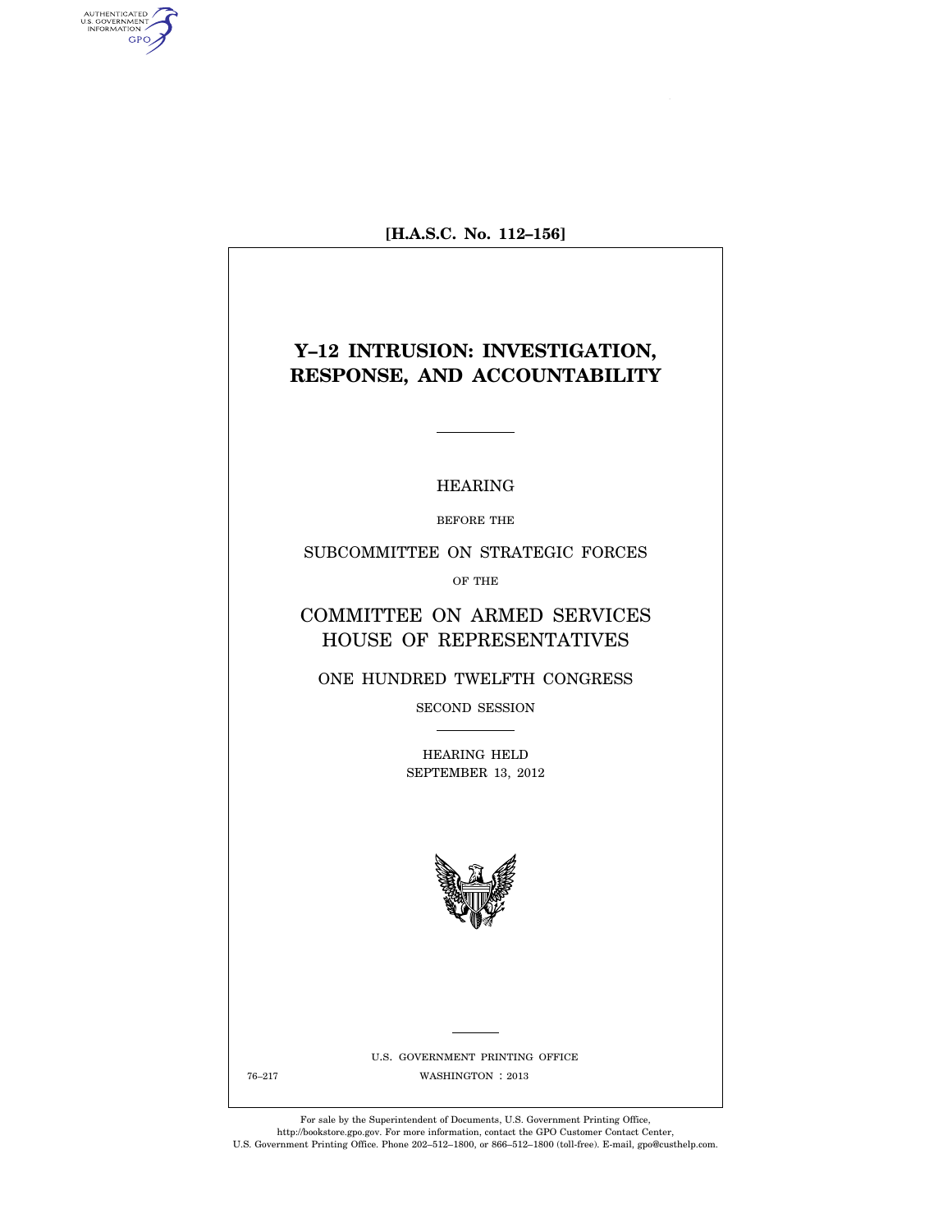[H.A.S.C. No. 112–156]

# Y–12 INTRUSION: INVESTIGATION, RESPONSE, AND ACCOUNTABILITY

HEARING

BEFORE THE

SUBCOMMITTEE ON STRATEGIC FORCES

OF THE

COMMITTEE ON ARMED SERVICES

HOUSE OF REPRESENTATIVES

ONE HUNDRED TWELFTH CONGRESS

SECOND SESSION

HEARING HELD

SEPTEMBER 13, 2012

U.S. GOVERNMENT PRINTING OFFICE

76–217 WASHINGTON : 2013

For sale by the Superintendent of Documents, U.S. Government Printing Office, http://bookstore.gpo.gov. For more information, contact the GPO Customer Contact Center, U.S. Government Printing Office. Phone 202–512–1800, or 866–512–1800 (toll-free). E-mail, gpo@custhelp.com.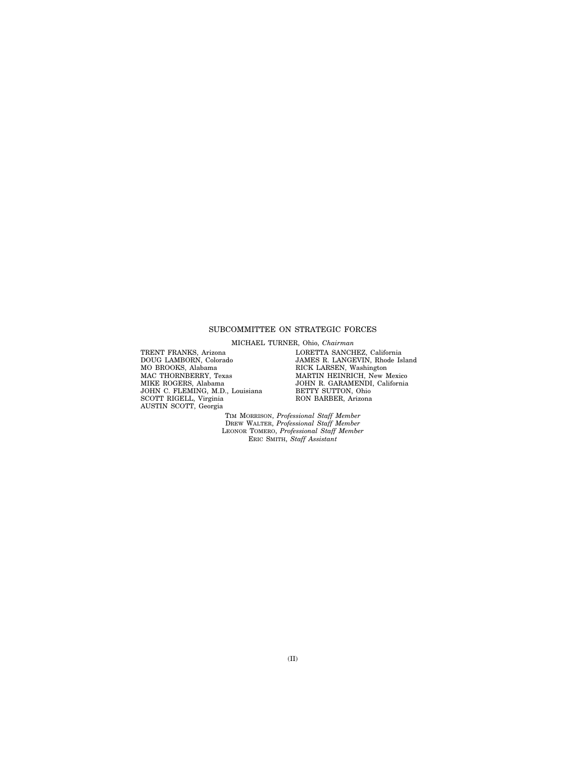## SUBCOMMITTEE ON STRATEGIC FORCES

MICHAEL TURNER, Ohio, *Chairman*

TRENT FRANKS, Arizona
DOUG LAMBORN, Colorado
MO BROOKS, Alabama
MAC THORNBERRY, Texas
MIKE ROGERS, Alabama
JOHN C. FLEMING, M.D., Louisiana
SCOTT RIGELL, Virginia
AUSTIN SCOTT, Georgia

LORETTA SANCHEZ, California
JAMES R. LANGEVIN, Rhode Island
RICK LARSEN, Washington
MARTIN HEINRICH, New Mexico
JOHN R. GARAMENDI, California
BETTY SUTTON, Ohio
RON BARBER, Arizona

TIM MORRISON, *Professional Staff Member*
DREW WALTER, *Professional Staff Member*
LEONOR TOMERO, *Professional Staff Member*
ERIC SMITH, *Staff Assistant*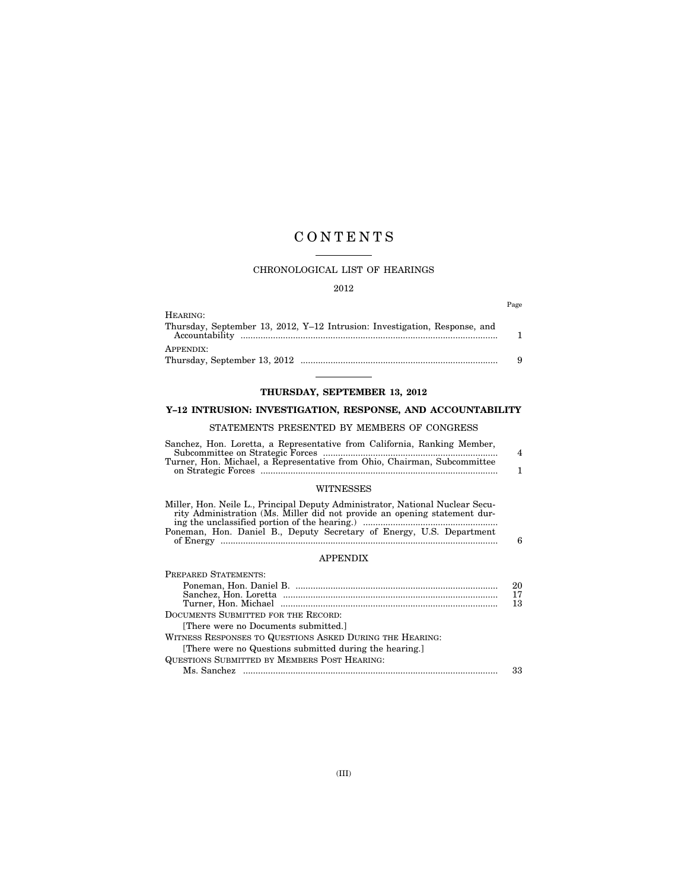# C O N T E N T S

## CHRONOLOGICAL LIST OF HEARINGS

2012

| | Page |
|---|---|
| HEARING: | |
| Thursday, September 13, 2012, Y–12 Intrusion: Investigation, Response, and Accountability | 1 |
| APPENDIX: | |
| Thursday, September 13, 2012 | 9 |

## THURSDAY, SEPTEMBER 13, 2012

## Y–12 INTRUSION: INVESTIGATION, RESPONSE, AND ACCOUNTABILITY

### STATEMENTS PRESENTED BY MEMBERS OF CONGRESS

| | |
|---|---|
| Sanchez, Hon. Loretta, a Representative from California, Ranking Member, Subcommittee on Strategic Forces | 4 |
| Turner, Hon. Michael, a Representative from Ohio, Chairman, Subcommittee on Strategic Forces | 1 |

### WITNESSES

| | |
|---|---|
| Miller, Hon. Neile L., Principal Deputy Administrator, National Nuclear Security Administration (Ms. Miller did not provide an opening statement during the unclassified portion of the hearing.) | |
| Poneman, Hon. Daniel B., Deputy Secretary of Energy, U.S. Department of Energy | 6 |

### APPENDIX

| | |
|---|---|
| PREPARED STATEMENTS: | |
| Poneman, Hon. Daniel B. | 20 |
| Sanchez, Hon. Loretta | 17 |
| Turner, Hon. Michael | 13 |
| DOCUMENTS SUBMITTED FOR THE RECORD: | |
| [There were no Documents submitted.] | |
| WITNESS RESPONSES TO QUESTIONS ASKED DURING THE HEARING: | |
| [There were no Questions submitted during the hearing.] | |
| QUESTIONS SUBMITTED BY MEMBERS POST HEARING: | |
| Ms. Sanchez | 33 |

(III)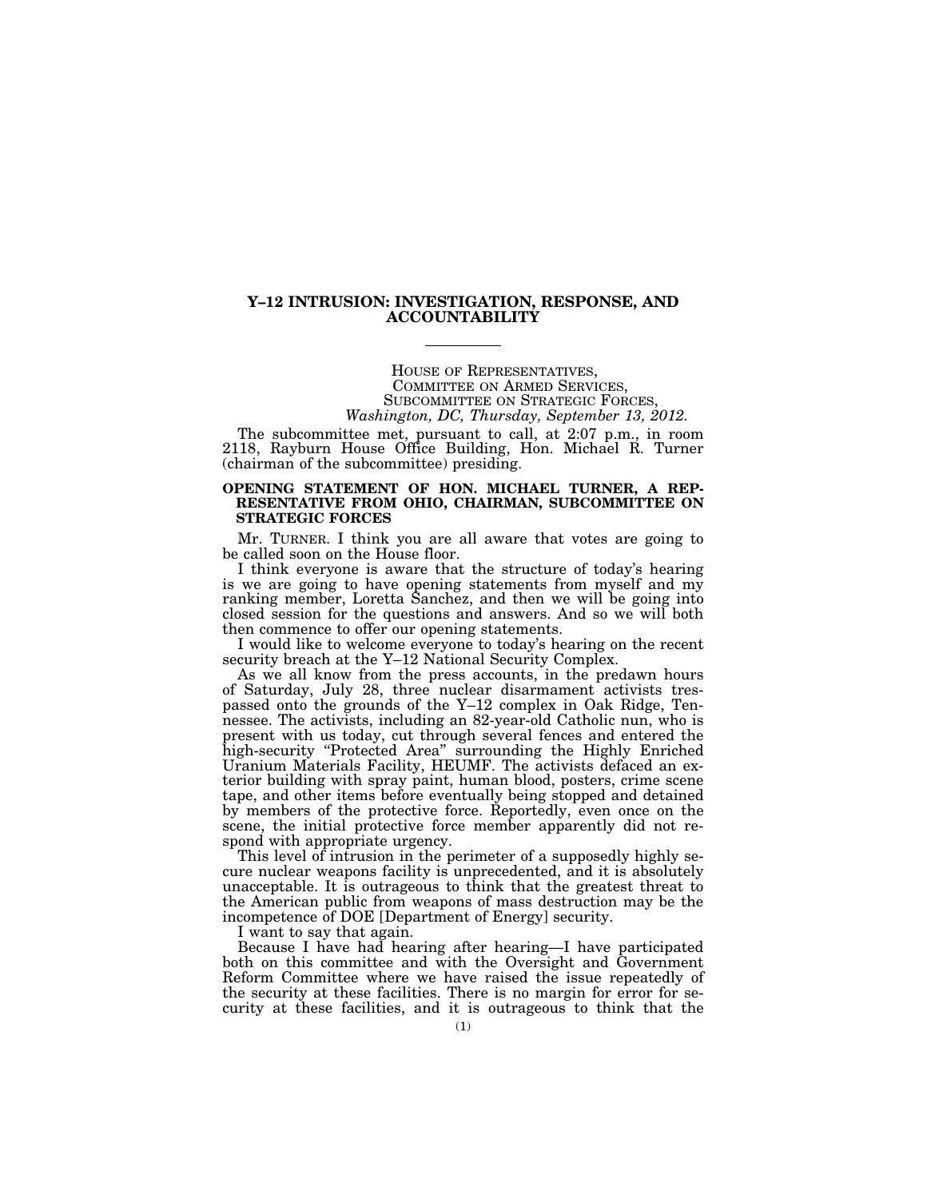# Y–12 INTRUSION: INVESTIGATION, RESPONSE, AND ACCOUNTABILITY

HOUSE OF REPRESENTATIVES,
COMMITTEE ON ARMED SERVICES,
SUBCOMMITTEE ON STRATEGIC FORCES,
*Washington, DC, Thursday, September 13, 2012.*

The subcommittee met, pursuant to call, at 2:07 p.m., in room 2118, Rayburn House Office Building, Hon. Michael R. Turner (chairman of the subcommittee) presiding.

## OPENING STATEMENT OF HON. MICHAEL TURNER, A REPRESENTATIVE FROM OHIO, CHAIRMAN, SUBCOMMITTEE ON STRATEGIC FORCES

Mr. TURNER. I think you are all aware that votes are going to be called soon on the House floor.

I think everyone is aware that the structure of today's hearing is we are going to have opening statements from myself and my ranking member, Loretta Sanchez, and then we will be going into closed session for the questions and answers. And so we will both then commence to offer our opening statements.

I would like to welcome everyone to today's hearing on the recent security breach at the Y–12 National Security Complex.

As we all know from the press accounts, in the predawn hours of Saturday, July 28, three nuclear disarmament activists trespassed onto the grounds of the Y–12 complex in Oak Ridge, Tennessee. The activists, including an 82-year-old Catholic nun, who is present with us today, cut through several fences and entered the high-security "Protected Area" surrounding the Highly Enriched Uranium Materials Facility, HEUMF. The activists defaced an exterior building with spray paint, human blood, posters, crime scene tape, and other items before eventually being stopped and detained by members of the protective force. Reportedly, even once on the scene, the initial protective force member apparently did not respond with appropriate urgency.

This level of intrusion in the perimeter of a supposedly highly secure nuclear weapons facility is unprecedented, and it is absolutely unacceptable. It is outrageous to think that the greatest threat to the American public from weapons of mass destruction may be the incompetence of DOE [Department of Energy] security.

I want to say that again.

Because I have had hearing after hearing—I have participated both on this committee and with the Oversight and Government Reform Committee where we have raised the issue repeatedly of the security at these facilities. There is no margin for error for security at these facilities, and it is outrageous to think that the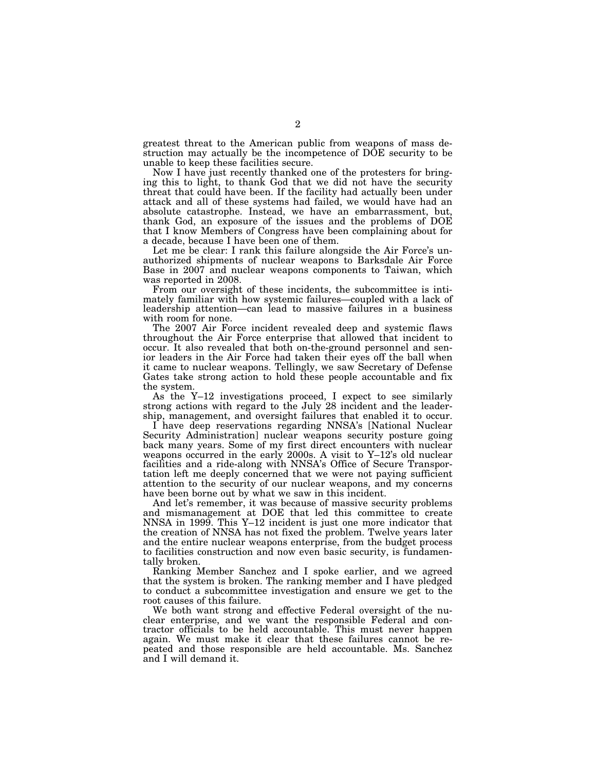greatest threat to the American public from weapons of mass destruction may actually be the incompetence of DOE security to be unable to keep these facilities secure.

Now I have just recently thanked one of the protesters for bringing this to light, to thank God that we did not have the security threat that could have been. If the facility had actually been under attack and all of these systems had failed, we would have had an absolute catastrophe. Instead, we have an embarrassment, but, thank God, an exposure of the issues and the problems of DOE that I know Members of Congress have been complaining about for a decade, because I have been one of them.

Let me be clear: I rank this failure alongside the Air Force's unauthorized shipments of nuclear weapons to Barksdale Air Force Base in 2007 and nuclear weapons components to Taiwan, which was reported in 2008.

From our oversight of these incidents, the subcommittee is intimately familiar with how systemic failures—coupled with a lack of leadership attention—can lead to massive failures in a business with room for none.

The 2007 Air Force incident revealed deep and systemic flaws throughout the Air Force enterprise that allowed that incident to occur. It also revealed that both on-the-ground personnel and senior leaders in the Air Force had taken their eyes off the ball when it came to nuclear weapons. Tellingly, we saw Secretary of Defense Gates take strong action to hold these people accountable and fix the system.

As the Y–12 investigations proceed, I expect to see similarly strong actions with regard to the July 28 incident and the leadership, management, and oversight failures that enabled it to occur.

I have deep reservations regarding NNSA's [National Nuclear Security Administration] nuclear weapons security posture going back many years. Some of my first direct encounters with nuclear weapons occurred in the early 2000s. A visit to Y–12's old nuclear facilities and a ride-along with NNSA's Office of Secure Transportation left me deeply concerned that we were not paying sufficient attention to the security of our nuclear weapons, and my concerns have been borne out by what we saw in this incident.

And let's remember, it was because of massive security problems and mismanagement at DOE that led this committee to create NNSA in 1999. This Y–12 incident is just one more indicator that the creation of NNSA has not fixed the problem. Twelve years later and the entire nuclear weapons enterprise, from the budget process to facilities construction and now even basic security, is fundamentally broken.

Ranking Member Sanchez and I spoke earlier, and we agreed that the system is broken. The ranking member and I have pledged to conduct a subcommittee investigation and ensure we get to the root causes of this failure.

We both want strong and effective Federal oversight of the nuclear enterprise, and we want the responsible Federal and contractor officials to be held accountable. This must never happen again. We must make it clear that these failures cannot be repeated and those responsible are held accountable. Ms. Sanchez and I will demand it.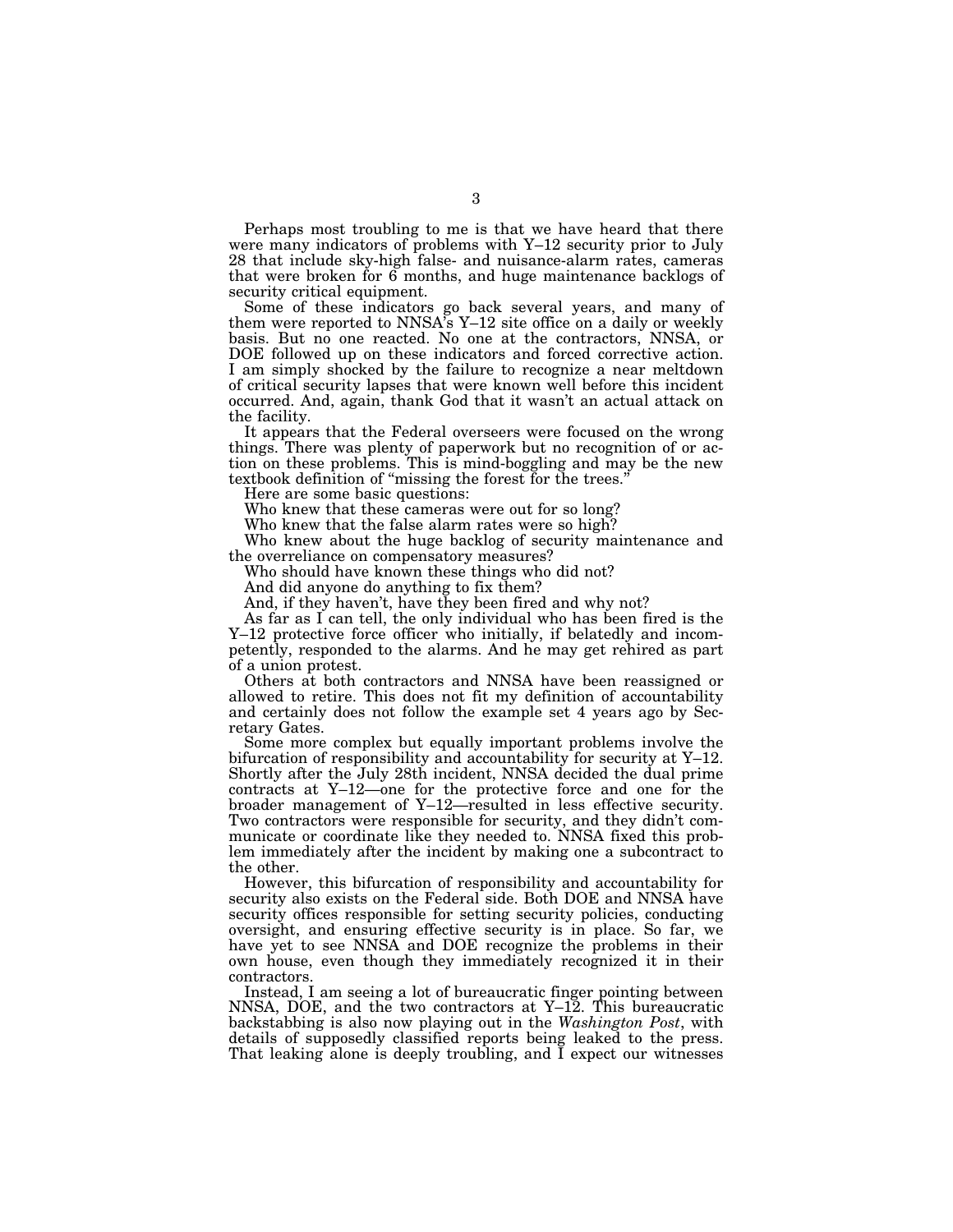Perhaps most troubling to me is that we have heard that there were many indicators of problems with Y–12 security prior to July 28 that include sky-high false- and nuisance-alarm rates, cameras that were broken for 6 months, and huge maintenance backlogs of security critical equipment.

Some of these indicators go back several years, and many of them were reported to NNSA's Y–12 site office on a daily or weekly basis. But no one reacted. No one at the contractors, NNSA, or DOE followed up on these indicators and forced corrective action. I am simply shocked by the failure to recognize a near meltdown of critical security lapses that were known well before this incident occurred. And, again, thank God that it wasn't an actual attack on the facility.

It appears that the Federal overseers were focused on the wrong things. There was plenty of paperwork but no recognition of or action on these problems. This is mind-boggling and may be the new textbook definition of "missing the forest for the trees."

Here are some basic questions:

Who knew that these cameras were out for so long?

Who knew that the false alarm rates were so high?

Who knew about the huge backlog of security maintenance and the overreliance on compensatory measures?

Who should have known these things who did not?

And did anyone do anything to fix them?

And, if they haven't, have they been fired and why not?

As far as I can tell, the only individual who has been fired is the Y–12 protective force officer who initially, if belatedly and incompetently, responded to the alarms. And he may get rehired as part of a union protest.

Others at both contractors and NNSA have been reassigned or allowed to retire. This does not fit my definition of accountability and certainly does not follow the example set 4 years ago by Secretary Gates.

Some more complex but equally important problems involve the bifurcation of responsibility and accountability for security at Y–12. Shortly after the July 28th incident, NNSA decided the dual prime contracts at Y–12—one for the protective force and one for the broader management of Y–12—resulted in less effective security. Two contractors were responsible for security, and they didn't communicate or coordinate like they needed to. NNSA fixed this problem immediately after the incident by making one a subcontract to the other.

However, this bifurcation of responsibility and accountability for security also exists on the Federal side. Both DOE and NNSA have security offices responsible for setting security policies, conducting oversight, and ensuring effective security is in place. So far, we have yet to see NNSA and DOE recognize the problems in their own house, even though they immediately recognized it in their contractors.

Instead, I am seeing a lot of bureaucratic finger pointing between NNSA, DOE, and the two contractors at Y–12. This bureaucratic backstabbing is also now playing out in the *Washington Post*, with details of supposedly classified reports being leaked to the press. That leaking alone is deeply troubling, and I expect our witnesses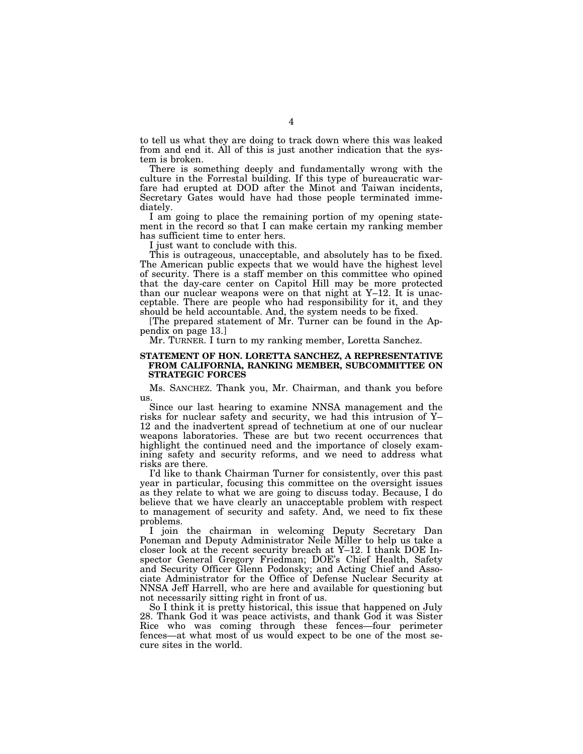to tell us what they are doing to track down where this was leaked from and end it. All of this is just another indication that the system is broken.

There is something deeply and fundamentally wrong with the culture in the Forrestal building. If this type of bureaucratic warfare had erupted at DOD after the Minot and Taiwan incidents, Secretary Gates would have had those people terminated immediately.

I am going to place the remaining portion of my opening statement in the record so that I can make certain my ranking member has sufficient time to enter hers.

I just want to conclude with this.

This is outrageous, unacceptable, and absolutely has to be fixed. The American public expects that we would have the highest level of security. There is a staff member on this committee who opined that the day-care center on Capitol Hill may be more protected than our nuclear weapons were on that night at Y–12. It is unacceptable. There are people who had responsibility for it, and they should be held accountable. And, the system needs to be fixed.

[The prepared statement of Mr. Turner can be found in the Appendix on page 13.]

Mr. TURNER. I turn to my ranking member, Loretta Sanchez.

### STATEMENT OF HON. LORETTA SANCHEZ, A REPRESENTATIVE FROM CALIFORNIA, RANKING MEMBER, SUBCOMMITTEE ON STRATEGIC FORCES

Ms. SANCHEZ. Thank you, Mr. Chairman, and thank you before us.

Since our last hearing to examine NNSA management and the risks for nuclear safety and security, we had this intrusion of Y–12 and the inadvertent spread of technetium at one of our nuclear weapons laboratories. These are but two recent occurrences that highlight the continued need and the importance of closely examining safety and security reforms, and we need to address what risks are there.

I'd like to thank Chairman Turner for consistently, over this past year in particular, focusing this committee on the oversight issues as they relate to what we are going to discuss today. Because, I do believe that we have clearly an unacceptable problem with respect to management of security and safety. And, we need to fix these problems.

I join the chairman in welcoming Deputy Secretary Dan Poneman and Deputy Administrator Neile Miller to help us take a closer look at the recent security breach at Y–12. I thank DOE Inspector General Gregory Friedman; DOE's Chief Health, Safety and Security Officer Glenn Podonsky; and Acting Chief and Associate Administrator for the Office of Defense Nuclear Security at NNSA Jeff Harrell, who are here and available for questioning but not necessarily sitting right in front of us.

So I think it is pretty historical, this issue that happened on July 28. Thank God it was peace activists, and thank God it was Sister Rice who was coming through these fences—four perimeter fences—at what most of us would expect to be one of the most secure sites in the world.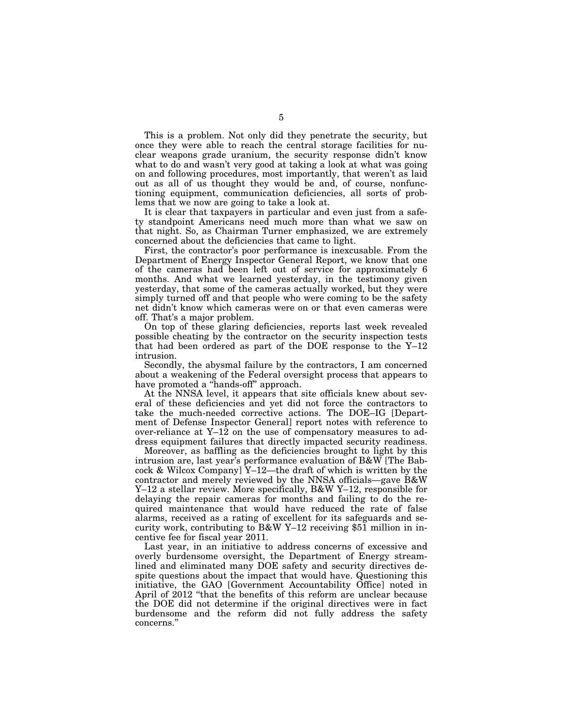This is a problem. Not only did they penetrate the security, but once they were able to reach the central storage facilities for nuclear weapons grade uranium, the security response didn't know what to do and wasn't very good at taking a look at what was going on and following procedures, most importantly, that weren't as laid out as all of us thought they would be and, of course, nonfunctioning equipment, communication deficiencies, all sorts of problems that we now are going to take a look at.

It is clear that taxpayers in particular and even just from a safety standpoint Americans need much more than what we saw on that night. So, as Chairman Turner emphasized, we are extremely concerned about the deficiencies that came to light.

First, the contractor's poor performance is inexcusable. From the Department of Energy Inspector General Report, we know that one of the cameras had been left out of service for approximately 6 months. And what we learned yesterday, in the testimony given yesterday, that some of the cameras actually worked, but they were simply turned off and that people who were coming to be the safety net didn't know which cameras were on or that even cameras were off. That's a major problem.

On top of these glaring deficiencies, reports last week revealed possible cheating by the contractor on the security inspection tests that had been ordered as part of the DOE response to the Y–12 intrusion.

Secondly, the abysmal failure by the contractors, I am concerned about a weakening of the Federal oversight process that appears to have promoted a "hands-off" approach.

At the NNSA level, it appears that site officials knew about several of these deficiencies and yet did not force the contractors to take the much-needed corrective actions. The DOE–IG [Department of Defense Inspector General] report notes with reference to over-reliance at Y–12 on the use of compensatory measures to address equipment failures that directly impacted security readiness.

Moreover, as baffling as the deficiencies brought to light by this intrusion are, last year's performance evaluation of B&W [The Babcock & Wilcox Company] Y–12—the draft of which is written by the contractor and merely reviewed by the NNSA officials—gave B&W Y–12 a stellar review. More specifically, B&W Y–12, responsible for delaying the repair cameras for months and failing to do the required maintenance that would have reduced the rate of false alarms, received as a rating of excellent for its safeguards and security work, contributing to B&W Y–12 receiving $51 million in incentive fee for fiscal year 2011.

Last year, in an initiative to address concerns of excessive and overly burdensome oversight, the Department of Energy streamlined and eliminated many DOE safety and security directives despite questions about the impact that would have. Questioning this initiative, the GAO [Government Accountability Office] noted in April of 2012 "that the benefits of this reform are unclear because the DOE did not determine if the original directives were in fact burdensome and the reform did not fully address the safety concerns."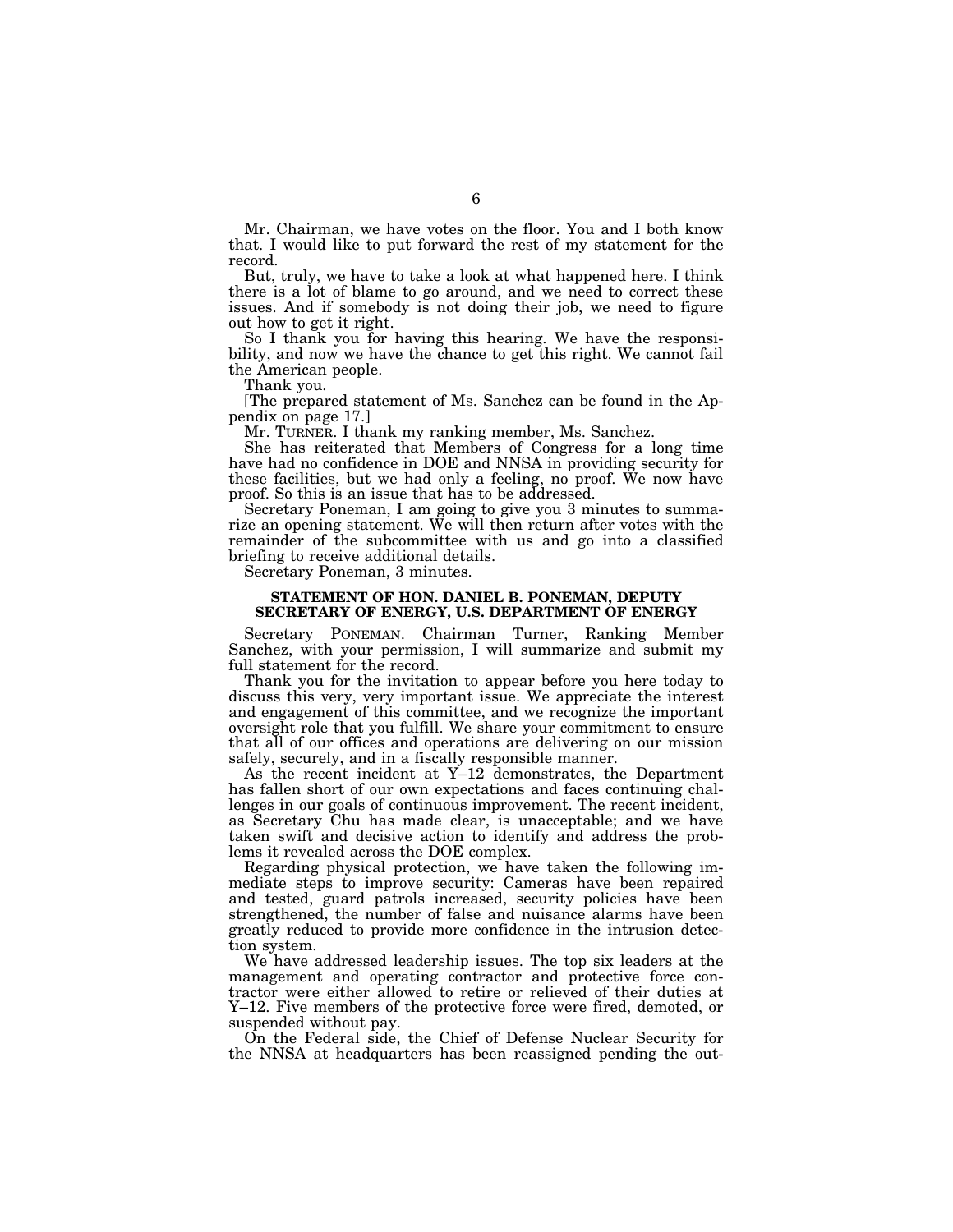Mr. Chairman, we have votes on the floor. You and I both know that. I would like to put forward the rest of my statement for the record.

But, truly, we have to take a look at what happened here. I think there is a lot of blame to go around, and we need to correct these issues. And if somebody is not doing their job, we need to figure out how to get it right.

So I thank you for having this hearing. We have the responsibility, and now we have the chance to get this right. We cannot fail the American people.

Thank you.

[The prepared statement of Ms. Sanchez can be found in the Appendix on page 17.]

Mr. TURNER. I thank my ranking member, Ms. Sanchez.

She has reiterated that Members of Congress for a long time have had no confidence in DOE and NNSA in providing security for these facilities, but we had only a feeling, no proof. We now have proof. So this is an issue that has to be addressed.

Secretary Poneman, I am going to give you 3 minutes to summarize an opening statement. We will then return after votes with the remainder of the subcommittee with us and go into a classified briefing to receive additional details.

Secretary Poneman, 3 minutes.

## STATEMENT OF HON. DANIEL B. PONEMAN, DEPUTY SECRETARY OF ENERGY, U.S. DEPARTMENT OF ENERGY

Secretary PONEMAN. Chairman Turner, Ranking Member Sanchez, with your permission, I will summarize and submit my full statement for the record.

Thank you for the invitation to appear before you here today to discuss this very, very important issue. We appreciate the interest and engagement of this committee, and we recognize the important oversight role that you fulfill. We share your commitment to ensure that all of our offices and operations are delivering on our mission safely, securely, and in a fiscally responsible manner.

As the recent incident at Y–12 demonstrates, the Department has fallen short of our own expectations and faces continuing challenges in our goals of continuous improvement. The recent incident, as Secretary Chu has made clear, is unacceptable; and we have taken swift and decisive action to identify and address the problems it revealed across the DOE complex.

Regarding physical protection, we have taken the following immediate steps to improve security: Cameras have been repaired and tested, guard patrols increased, security policies have been strengthened, the number of false and nuisance alarms have been greatly reduced to provide more confidence in the intrusion detection system.

We have addressed leadership issues. The top six leaders at the management and operating contractor and protective force contractor were either allowed to retire or relieved of their duties at Y–12. Five members of the protective force were fired, demoted, or suspended without pay.

On the Federal side, the Chief of Defense Nuclear Security for the NNSA at headquarters has been reassigned pending the out-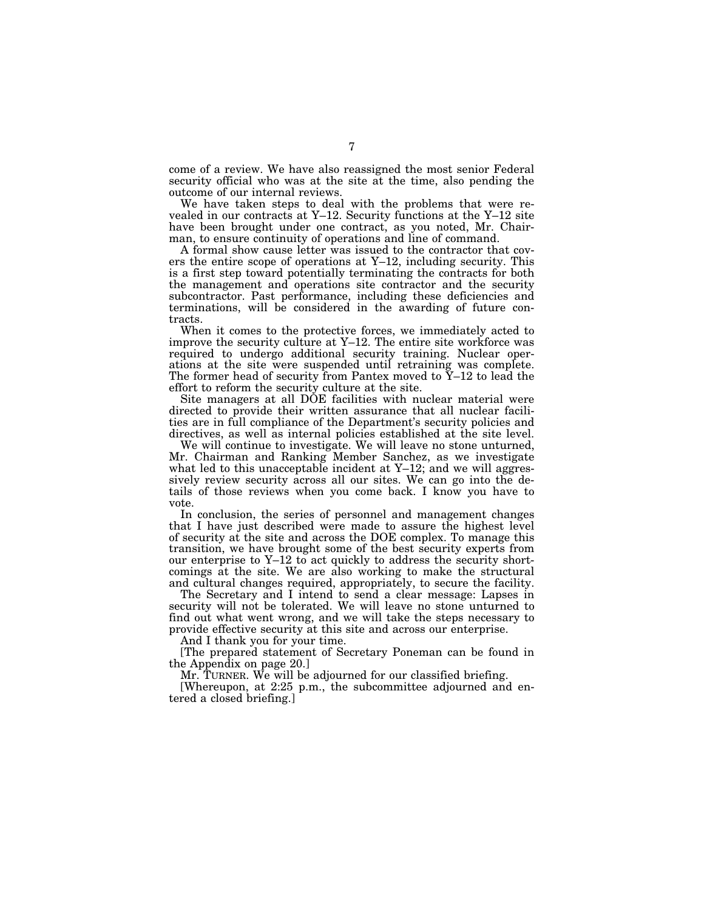come of a review. We have also reassigned the most senior Federal security official who was at the site at the time, also pending the outcome of our internal reviews.

We have taken steps to deal with the problems that were revealed in our contracts at Y–12. Security functions at the Y–12 site have been brought under one contract, as you noted, Mr. Chairman, to ensure continuity of operations and line of command.

A formal show cause letter was issued to the contractor that covers the entire scope of operations at Y–12, including security. This is a first step toward potentially terminating the contracts for both the management and operations site contractor and the security subcontractor. Past performance, including these deficiencies and terminations, will be considered in the awarding of future contracts.

When it comes to the protective forces, we immediately acted to improve the security culture at Y–12. The entire site workforce was required to undergo additional security training. Nuclear operations at the site were suspended until retraining was complete. The former head of security from Pantex moved to Y–12 to lead the effort to reform the security culture at the site.

Site managers at all DOE facilities with nuclear material were directed to provide their written assurance that all nuclear facilities are in full compliance of the Department's security policies and directives, as well as internal policies established at the site level.

We will continue to investigate. We will leave no stone unturned, Mr. Chairman and Ranking Member Sanchez, as we investigate what led to this unacceptable incident at Y–12; and we will aggressively review security across all our sites. We can go into the details of those reviews when you come back. I know you have to vote.

In conclusion, the series of personnel and management changes that I have just described were made to assure the highest level of security at the site and across the DOE complex. To manage this transition, we have brought some of the best security experts from our enterprise to Y–12 to act quickly to address the security shortcomings at the site. We are also working to make the structural and cultural changes required, appropriately, to secure the facility.

The Secretary and I intend to send a clear message: Lapses in security will not be tolerated. We will leave no stone unturned to find out what went wrong, and we will take the steps necessary to provide effective security at this site and across our enterprise.

And I thank you for your time.

[The prepared statement of Secretary Poneman can be found in the Appendix on page 20.]

Mr. TURNER. We will be adjourned for our classified briefing.

[Whereupon, at 2:25 p.m., the subcommittee adjourned and entered a closed briefing.]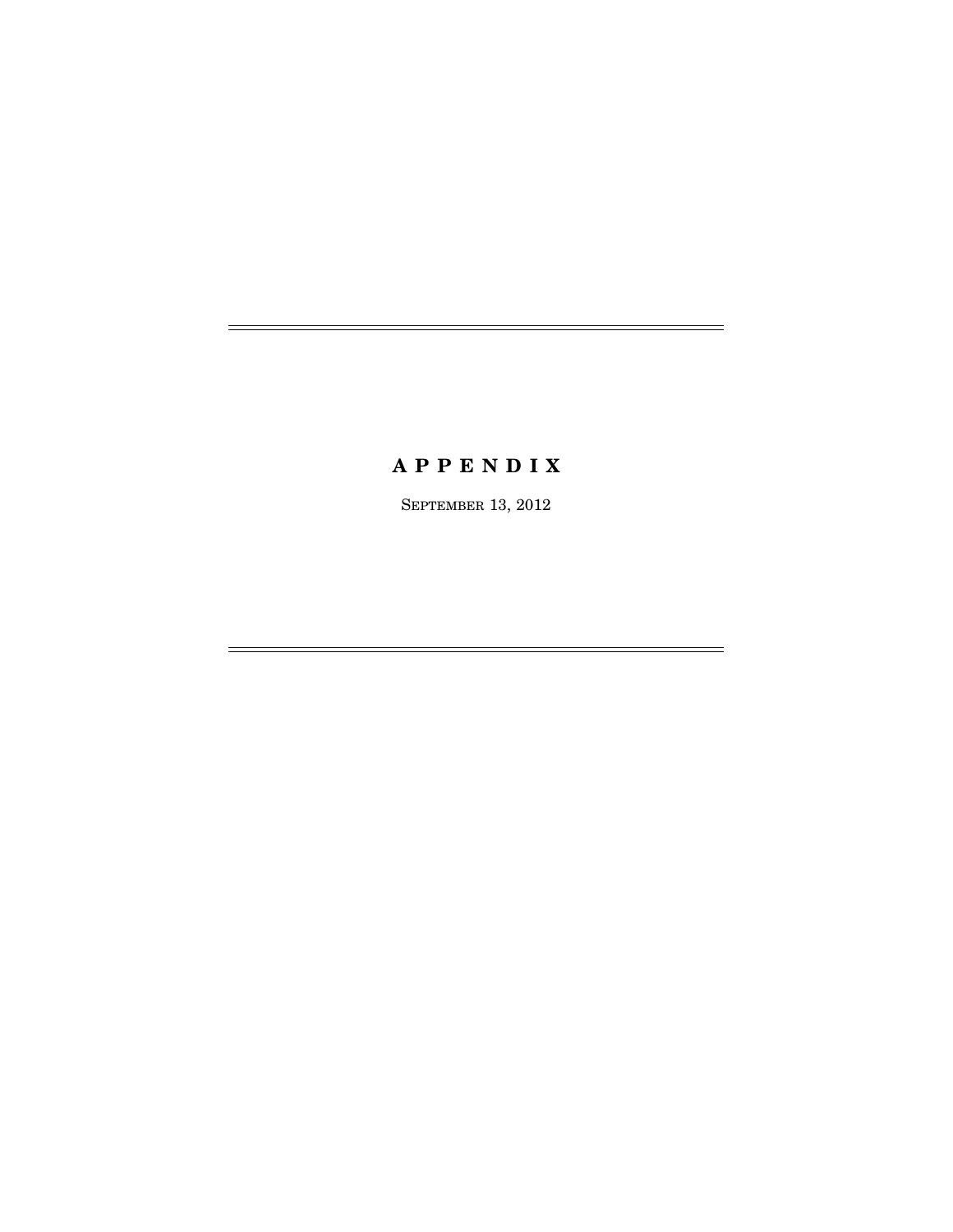# A P P E N D I X

September 13, 2012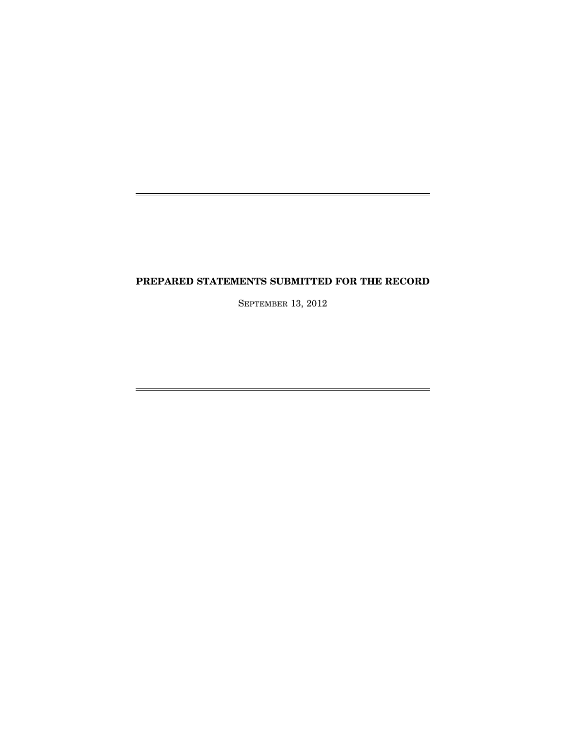# PREPARED STATEMENTS SUBMITTED FOR THE RECORD

SEPTEMBER 13, 2012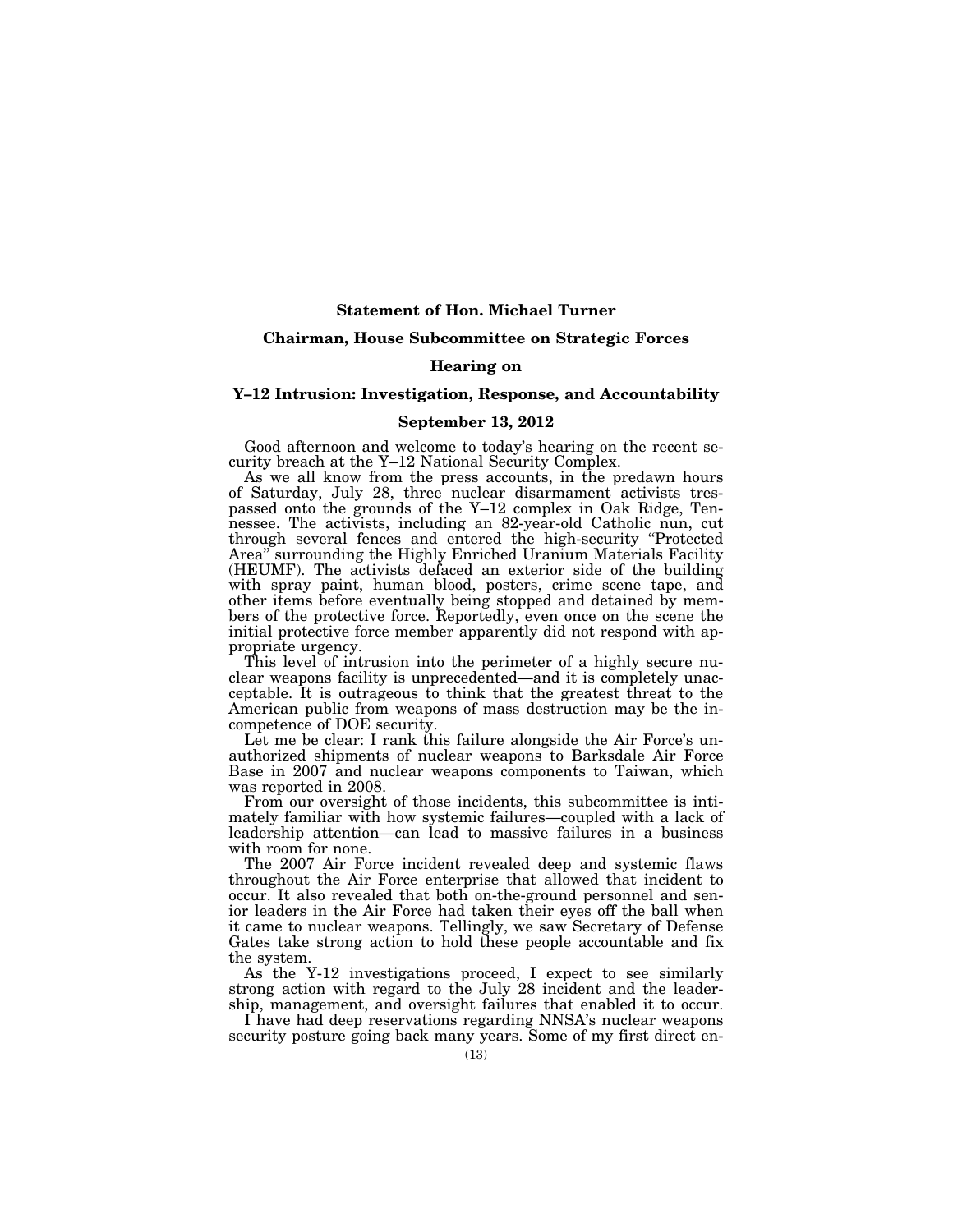**Statement of Hon. Michael Turner**

**Chairman, House Subcommittee on Strategic Forces**

**Hearing on**

**Y–12 Intrusion: Investigation, Response, and Accountability**

**September 13, 2012**

Good afternoon and welcome to today's hearing on the recent security breach at the Y–12 National Security Complex.

As we all know from the press accounts, in the predawn hours of Saturday, July 28, three nuclear disarmament activists trespassed onto the grounds of the Y–12 complex in Oak Ridge, Tennessee. The activists, including an 82-year-old Catholic nun, cut through several fences and entered the high-security "Protected Area" surrounding the Highly Enriched Uranium Materials Facility (HEUMF). The activists defaced an exterior side of the building with spray paint, human blood, posters, crime scene tape, and other items before eventually being stopped and detained by members of the protective force. Reportedly, even once on the scene the initial protective force member apparently did not respond with appropriate urgency.

This level of intrusion into the perimeter of a highly secure nuclear weapons facility is unprecedented—and it is completely unacceptable. It is outrageous to think that the greatest threat to the American public from weapons of mass destruction may be the incompetence of DOE security.

Let me be clear: I rank this failure alongside the Air Force's unauthorized shipments of nuclear weapons to Barksdale Air Force Base in 2007 and nuclear weapons components to Taiwan, which was reported in 2008.

From our oversight of those incidents, this subcommittee is intimately familiar with how systemic failures—coupled with a lack of leadership attention—can lead to massive failures in a business with room for none.

The 2007 Air Force incident revealed deep and systemic flaws throughout the Air Force enterprise that allowed that incident to occur. It also revealed that both on-the-ground personnel and senior leaders in the Air Force had taken their eyes off the ball when it came to nuclear weapons. Tellingly, we saw Secretary of Defense Gates take strong action to hold these people accountable and fix the system.

As the Y-12 investigations proceed, I expect to see similarly strong action with regard to the July 28 incident and the leadership, management, and oversight failures that enabled it to occur.

I have had deep reservations regarding NNSA's nuclear weapons security posture going back many years. Some of my first direct en-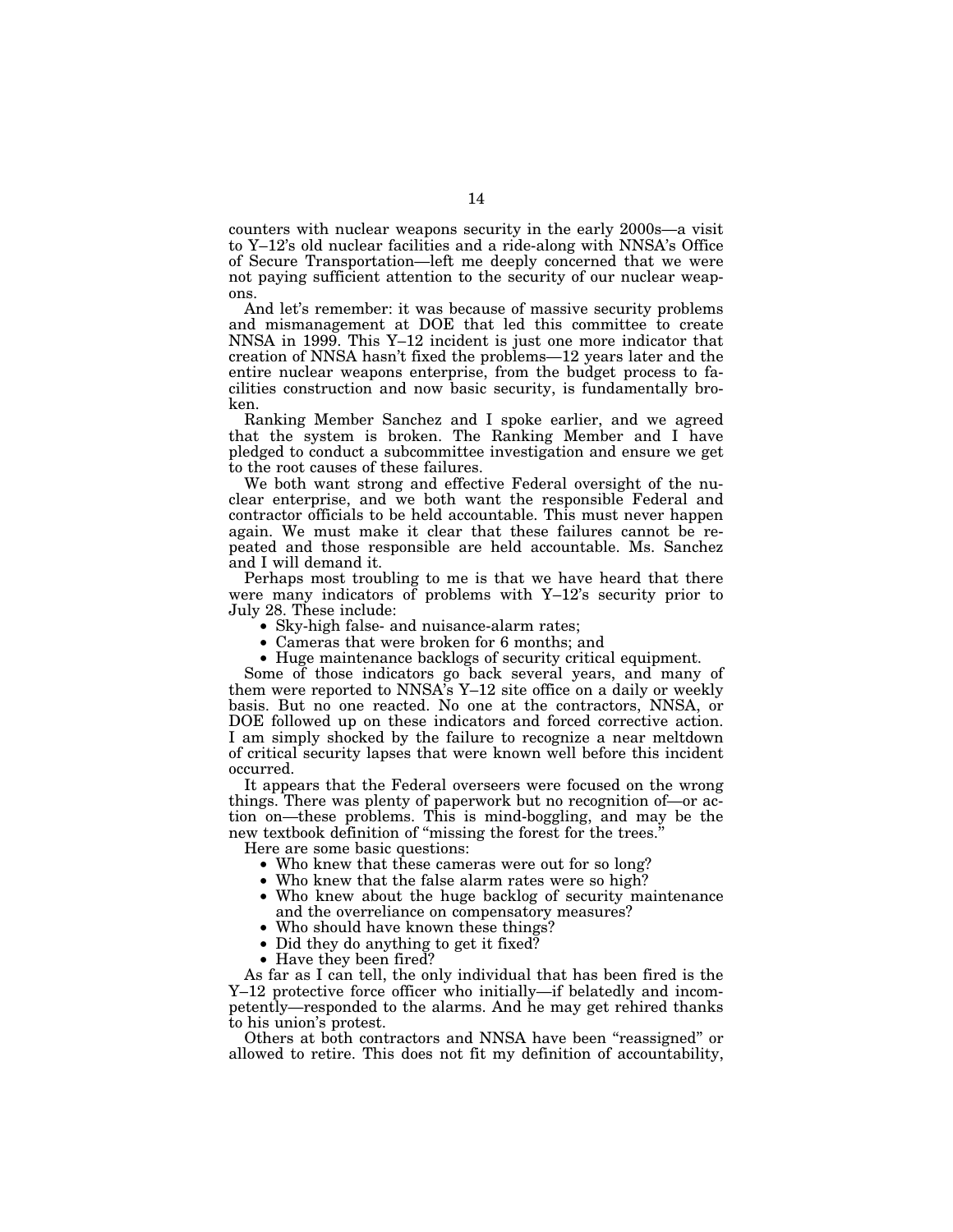counters with nuclear weapons security in the early 2000s—a visit to Y–12's old nuclear facilities and a ride-along with NNSA's Office of Secure Transportation—left me deeply concerned that we were not paying sufficient attention to the security of our nuclear weapons.

And let's remember: it was because of massive security problems and mismanagement at DOE that led this committee to create NNSA in 1999. This Y–12 incident is just one more indicator that creation of NNSA hasn't fixed the problems—12 years later and the entire nuclear weapons enterprise, from the budget process to facilities construction and now basic security, is fundamentally broken.

Ranking Member Sanchez and I spoke earlier, and we agreed that the system is broken. The Ranking Member and I have pledged to conduct a subcommittee investigation and ensure we get to the root causes of these failures.

We both want strong and effective Federal oversight of the nuclear enterprise, and we both want the responsible Federal and contractor officials to be held accountable. This must never happen again. We must make it clear that these failures cannot be repeated and those responsible are held accountable. Ms. Sanchez and I will demand it.

Perhaps most troubling to me is that we have heard that there were many indicators of problems with Y–12's security prior to July 28. These include:

- Sky-high false- and nuisance-alarm rates;
- Cameras that were broken for 6 months; and
- Huge maintenance backlogs of security critical equipment.

Some of those indicators go back several years, and many of them were reported to NNSA's Y–12 site office on a daily or weekly basis. But no one reacted. No one at the contractors, NNSA, or DOE followed up on these indicators and forced corrective action. I am simply shocked by the failure to recognize a near meltdown of critical security lapses that were known well before this incident occurred.

It appears that the Federal overseers were focused on the wrong things. There was plenty of paperwork but no recognition of—or action on—these problems. This is mind-boggling, and may be the new textbook definition of "missing the forest for the trees."

Here are some basic questions:

- Who knew that these cameras were out for so long?
- Who knew that the false alarm rates were so high?
- Who knew about the huge backlog of security maintenance and the overreliance on compensatory measures?
- Who should have known these things?
- Did they do anything to get it fixed?
- Have they been fired?

As far as I can tell, the only individual that has been fired is the Y–12 protective force officer who initially—if belatedly and incompetently—responded to the alarms. And he may get rehired thanks to his union's protest.

Others at both contractors and NNSA have been "reassigned" or allowed to retire. This does not fit my definition of accountability,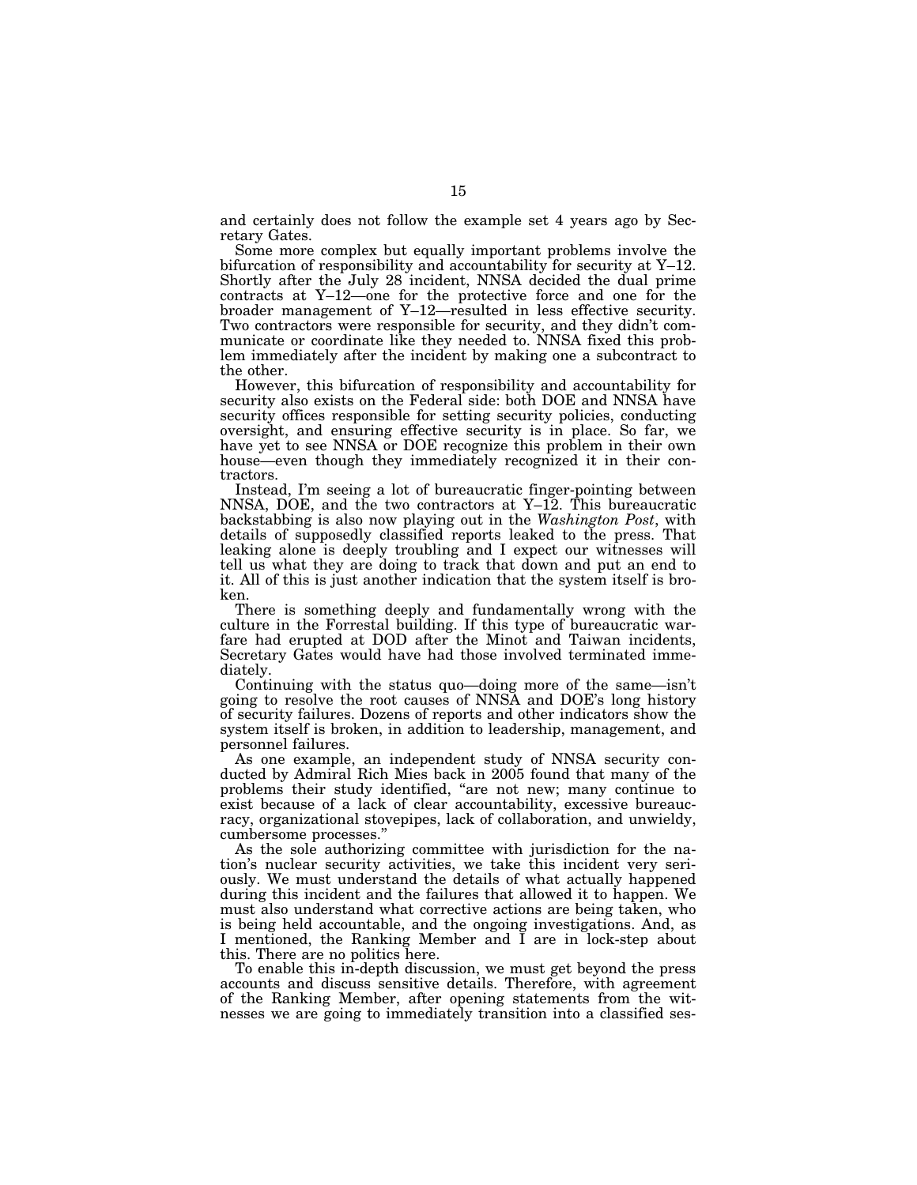and certainly does not follow the example set 4 years ago by Secretary Gates.

Some more complex but equally important problems involve the bifurcation of responsibility and accountability for security at Y–12. Shortly after the July 28 incident, NNSA decided the dual prime contracts at Y–12—one for the protective force and one for the broader management of Y–12—resulted in less effective security. Two contractors were responsible for security, and they didn't communicate or coordinate like they needed to. NNSA fixed this problem immediately after the incident by making one a subcontract to the other.

However, this bifurcation of responsibility and accountability for security also exists on the Federal side: both DOE and NNSA have security offices responsible for setting security policies, conducting oversight, and ensuring effective security is in place. So far, we have yet to see NNSA or DOE recognize this problem in their own house—even though they immediately recognized it in their contractors.

Instead, I'm seeing a lot of bureaucratic finger-pointing between NNSA, DOE, and the two contractors at Y–12. This bureaucratic backstabbing is also now playing out in the *Washington Post*, with details of supposedly classified reports leaked to the press. That leaking alone is deeply troubling and I expect our witnesses will tell us what they are doing to track that down and put an end to it. All of this is just another indication that the system itself is broken.

There is something deeply and fundamentally wrong with the culture in the Forrestal building. If this type of bureaucratic warfare had erupted at DOD after the Minot and Taiwan incidents, Secretary Gates would have had those involved terminated immediately.

Continuing with the status quo—doing more of the same—isn't going to resolve the root causes of NNSA and DOE's long history of security failures. Dozens of reports and other indicators show the system itself is broken, in addition to leadership, management, and personnel failures.

As one example, an independent study of NNSA security conducted by Admiral Rich Mies back in 2005 found that many of the problems their study identified, "are not new; many continue to exist because of a lack of clear accountability, excessive bureaucracy, organizational stovepipes, lack of collaboration, and unwieldy, cumbersome processes."

As the sole authorizing committee with jurisdiction for the nation's nuclear security activities, we take this incident very seriously. We must understand the details of what actually happened during this incident and the failures that allowed it to happen. We must also understand what corrective actions are being taken, who is being held accountable, and the ongoing investigations. And, as I mentioned, the Ranking Member and I are in lock-step about this. There are no politics here.

To enable this in-depth discussion, we must get beyond the press accounts and discuss sensitive details. Therefore, with agreement of the Ranking Member, after opening statements from the witnesses we are going to immediately transition into a classified ses-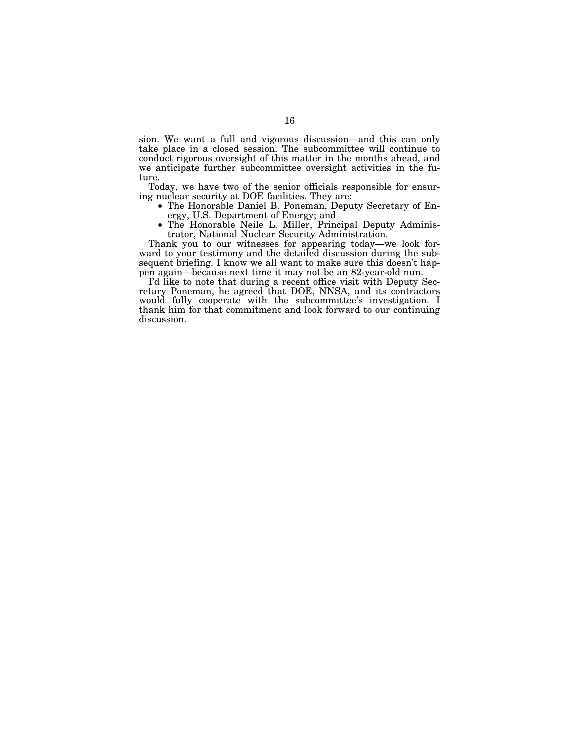sion. We want a full and vigorous discussion—and this can only take place in a closed session. The subcommittee will continue to conduct rigorous oversight of this matter in the months ahead, and we anticipate further subcommittee oversight activities in the future.

Today, we have two of the senior officials responsible for ensuring nuclear security at DOE facilities. They are:

- The Honorable Daniel B. Poneman, Deputy Secretary of Energy, U.S. Department of Energy; and
- The Honorable Neile L. Miller, Principal Deputy Administrator, National Nuclear Security Administration.

Thank you to our witnesses for appearing today—we look forward to your testimony and the detailed discussion during the subsequent briefing. I know we all want to make sure this doesn't happen again—because next time it may not be an 82-year-old nun.

I'd like to note that during a recent office visit with Deputy Secretary Poneman, he agreed that DOE, NNSA, and its contractors would fully cooperate with the subcommittee's investigation. I thank him for that commitment and look forward to our continuing discussion.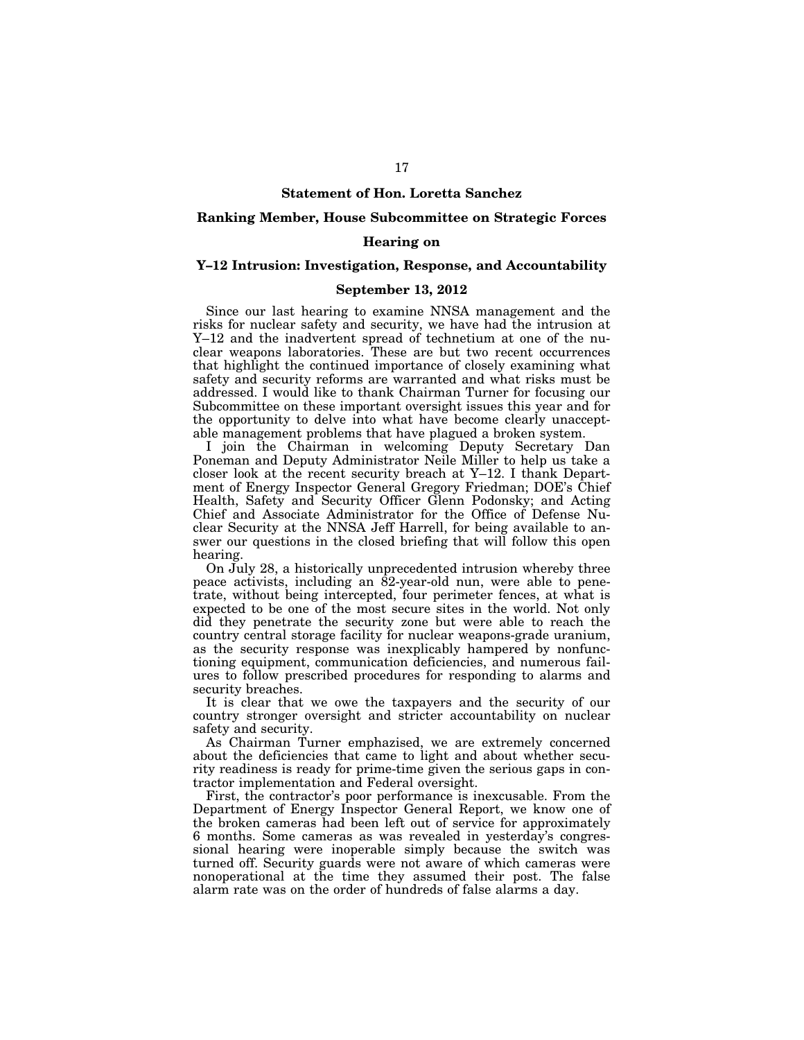**Statement of Hon. Loretta Sanchez**

**Ranking Member, House Subcommittee on Strategic Forces**

**Hearing on**

**Y–12 Intrusion: Investigation, Response, and Accountability**

**September 13, 2012**

Since our last hearing to examine NNSA management and the risks for nuclear safety and security, we have had the intrusion at Y–12 and the inadvertent spread of technetium at one of the nuclear weapons laboratories. These are but two recent occurrences that highlight the continued importance of closely examining what safety and security reforms are warranted and what risks must be addressed. I would like to thank Chairman Turner for focusing our Subcommittee on these important oversight issues this year and for the opportunity to delve into what have become clearly unacceptable management problems that have plagued a broken system.

I join the Chairman in welcoming Deputy Secretary Dan Poneman and Deputy Administrator Neile Miller to help us take a closer look at the recent security breach at Y–12. I thank Department of Energy Inspector General Gregory Friedman; DOE's Chief Health, Safety and Security Officer Glenn Podonsky; and Acting Chief and Associate Administrator for the Office of Defense Nuclear Security at the NNSA Jeff Harrell, for being available to answer our questions in the closed briefing that will follow this open hearing.

On July 28, a historically unprecedented intrusion whereby three peace activists, including an 82-year-old nun, were able to penetrate, without being intercepted, four perimeter fences, at what is expected to be one of the most secure sites in the world. Not only did they penetrate the security zone but were able to reach the country central storage facility for nuclear weapons-grade uranium, as the security response was inexplicably hampered by nonfunctioning equipment, communication deficiencies, and numerous failures to follow prescribed procedures for responding to alarms and security breaches.

It is clear that we owe the taxpayers and the security of our country stronger oversight and stricter accountability on nuclear safety and security.

As Chairman Turner emphasized, we are extremely concerned about the deficiencies that came to light and about whether security readiness is ready for prime-time given the serious gaps in contractor implementation and Federal oversight.

First, the contractor's poor performance is inexcusable. From the Department of Energy Inspector General Report, we know one of the broken cameras had been left out of service for approximately 6 months. Some cameras as was revealed in yesterday's congressional hearing were inoperable simply because the switch was turned off. Security guards were not aware of which cameras were nonoperational at the time they assumed their post. The false alarm rate was on the order of hundreds of false alarms a day.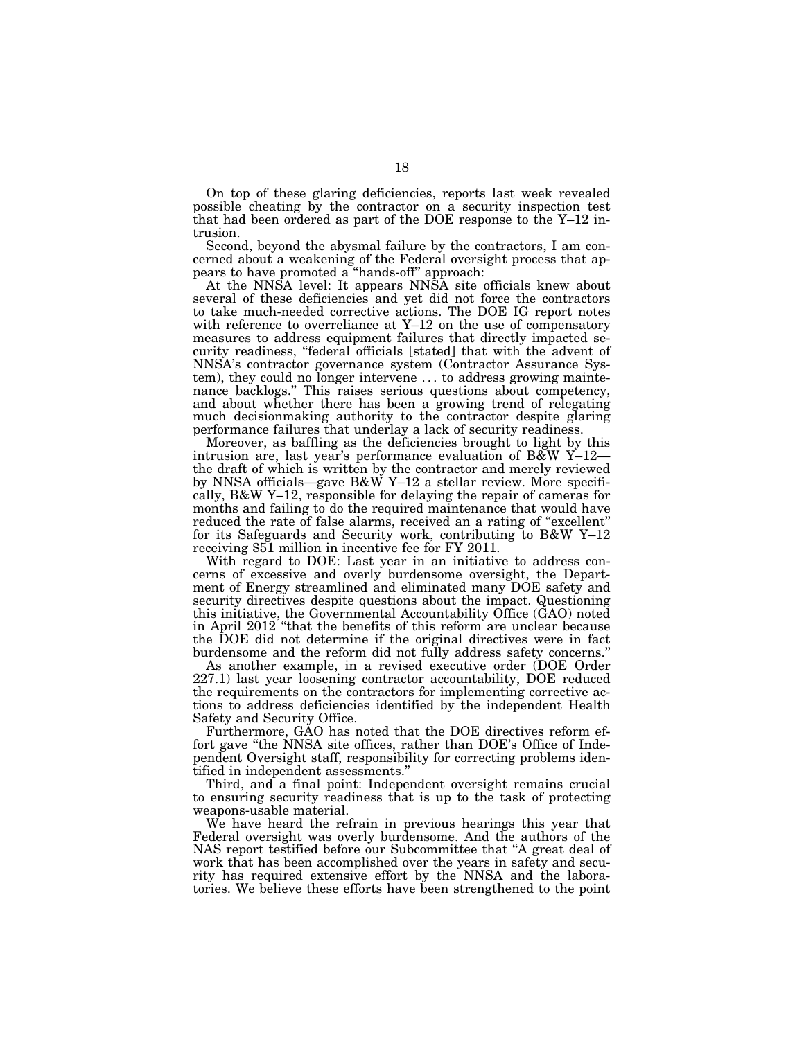On top of these glaring deficiencies, reports last week revealed possible cheating by the contractor on a security inspection test that had been ordered as part of the DOE response to the Y–12 intrusion.

Second, beyond the abysmal failure by the contractors, I am concerned about a weakening of the Federal oversight process that appears to have promoted a "hands-off" approach:

At the NNSA level: It appears NNSA site officials knew about several of these deficiencies and yet did not force the contractors to take much-needed corrective actions. The DOE IG report notes with reference to overreliance at Y–12 on the use of compensatory measures to address equipment failures that directly impacted security readiness, "federal officials [stated] that with the advent of NNSA's contractor governance system (Contractor Assurance System), they could no longer intervene . . . to address growing maintenance backlogs." This raises serious questions about competency, and about whether there has been a growing trend of relegating much decisionmaking authority to the contractor despite glaring performance failures that underlay a lack of security readiness.

Moreover, as baffling as the deficiencies brought to light by this intrusion are, last year's performance evaluation of B&W Y–12—the draft of which is written by the contractor and merely reviewed by NNSA officials—gave B&W Y–12 a stellar review. More specifically, B&W Y–12, responsible for delaying the repair of cameras for months and failing to do the required maintenance that would have reduced the rate of false alarms, received an a rating of "excellent" for its Safeguards and Security work, contributing to B&W Y–12 receiving $51 million in incentive fee for FY 2011.

With regard to DOE: Last year in an initiative to address concerns of excessive and overly burdensome oversight, the Department of Energy streamlined and eliminated many DOE safety and security directives despite questions about the impact. Questioning this initiative, the Governmental Accountability Office (GAO) noted in April 2012 "that the benefits of this reform are unclear because the DOE did not determine if the original directives were in fact burdensome and the reform did not fully address safety concerns."

As another example, in a revised executive order (DOE Order 227.1) last year loosening contractor accountability, DOE reduced the requirements on the contractors for implementing corrective actions to address deficiencies identified by the independent Health Safety and Security Office.

Furthermore, GAO has noted that the DOE directives reform effort gave "the NNSA site offices, rather than DOE's Office of Independent Oversight staff, responsibility for correcting problems identified in independent assessments."

Third, and a final point: Independent oversight remains crucial to ensuring security readiness that is up to the task of protecting weapons-usable material.

We have heard the refrain in previous hearings this year that Federal oversight was overly burdensome. And the authors of the NAS report testified before our Subcommittee that "A great deal of work that has been accomplished over the years in safety and security has required extensive effort by the NNSA and the laboratories. We believe these efforts have been strengthened to the point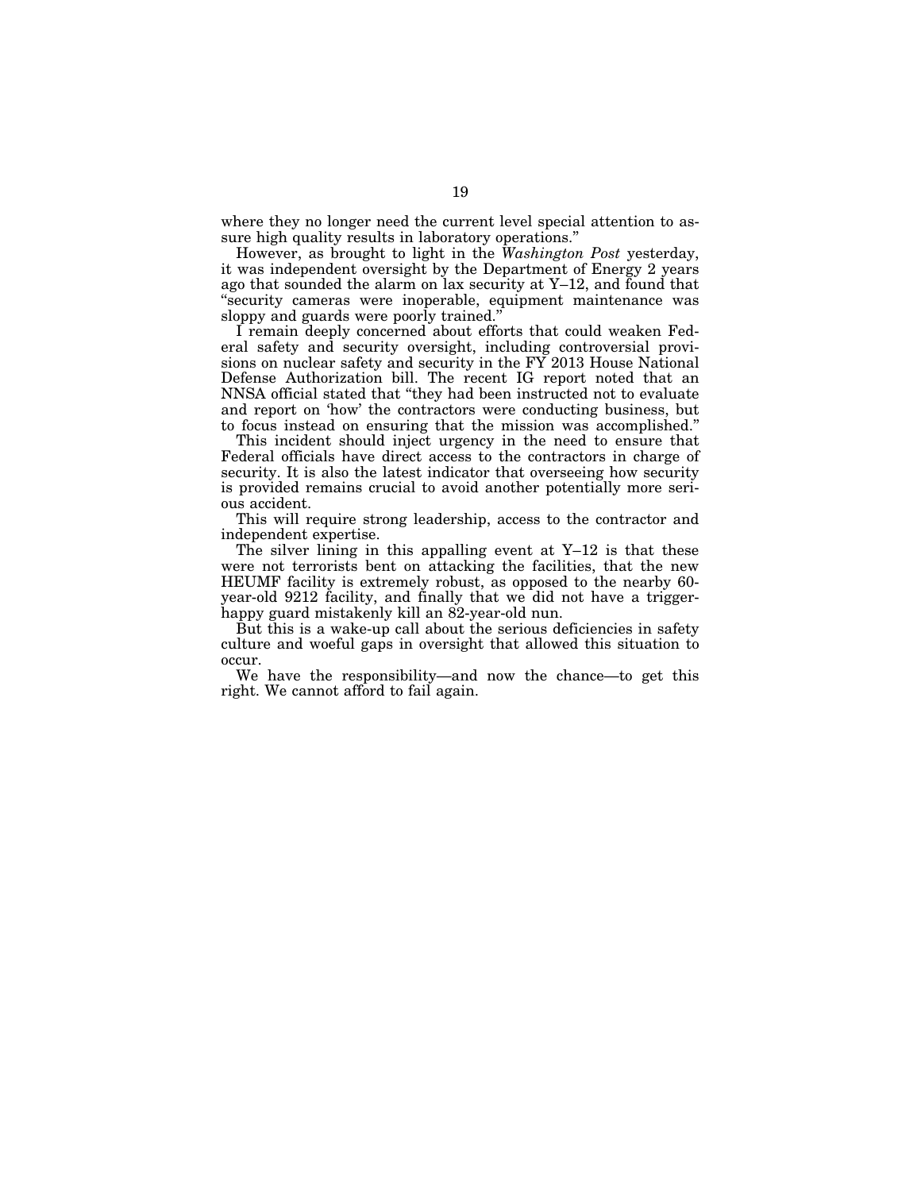where they no longer need the current level special attention to assure high quality results in laboratory operations."

However, as brought to light in the *Washington Post* yesterday, it was independent oversight by the Department of Energy 2 years ago that sounded the alarm on lax security at Y–12, and found that "security cameras were inoperable, equipment maintenance was sloppy and guards were poorly trained."

I remain deeply concerned about efforts that could weaken Federal safety and security oversight, including controversial provisions on nuclear safety and security in the FY 2013 House National Defense Authorization bill. The recent IG report noted that an NNSA official stated that "they had been instructed not to evaluate and report on 'how' the contractors were conducting business, but to focus instead on ensuring that the mission was accomplished."

This incident should inject urgency in the need to ensure that Federal officials have direct access to the contractors in charge of security. It is also the latest indicator that overseeing how security is provided remains crucial to avoid another potentially more serious accident.

This will require strong leadership, access to the contractor and independent expertise.

The silver lining in this appalling event at Y–12 is that these were not terrorists bent on attacking the facilities, that the new HEUMF facility is extremely robust, as opposed to the nearby 60-year-old 9212 facility, and finally that we did not have a trigger-happy guard mistakenly kill an 82-year-old nun.

But this is a wake-up call about the serious deficiencies in safety culture and woeful gaps in oversight that allowed this situation to occur.

We have the responsibility—and now the chance—to get this right. We cannot afford to fail again.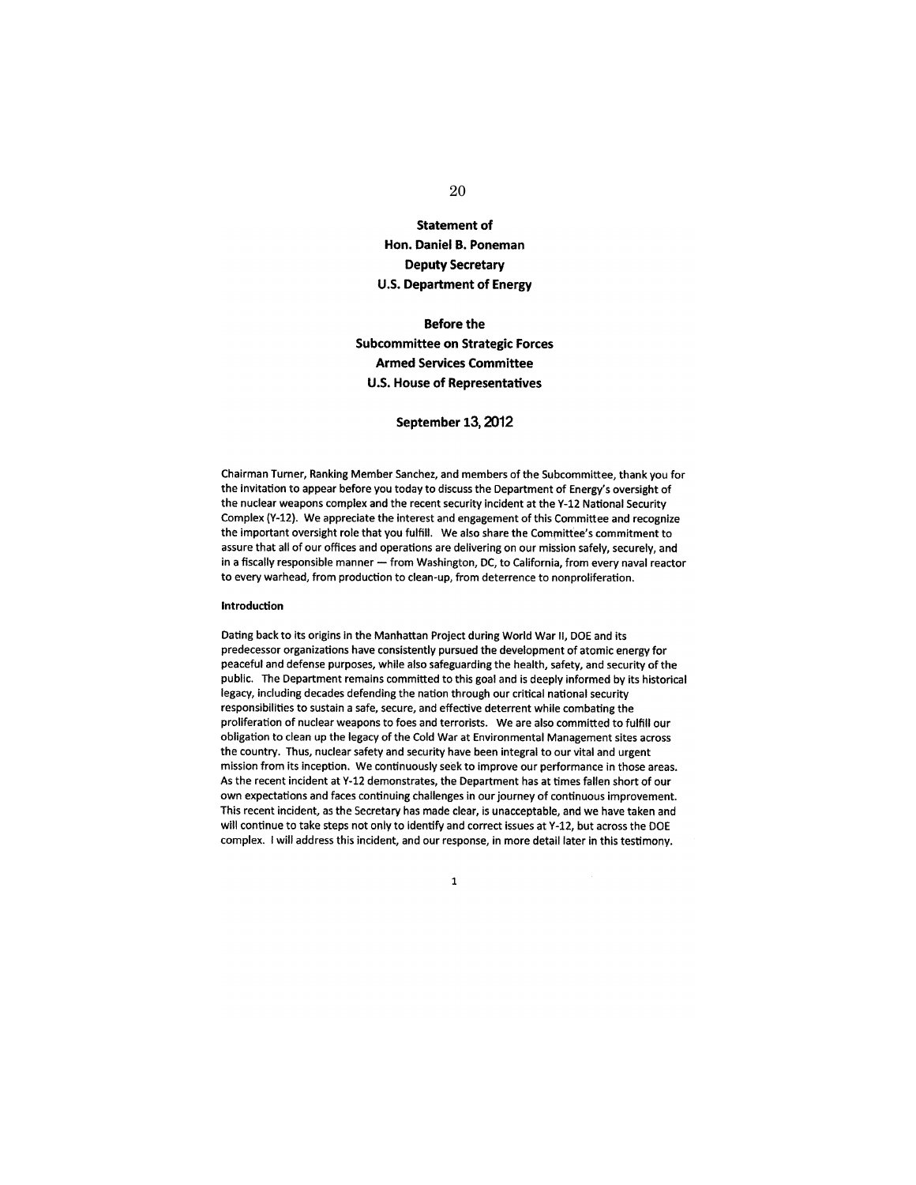**Statement of**
**Hon. Daniel B. Poneman**
**Deputy Secretary**
**U.S. Department of Energy**

**Before the**
**Subcommittee on Strategic Forces**
**Armed Services Committee**
**U.S. House of Representatives**

**September 13, 2012**

Chairman Turner, Ranking Member Sanchez, and members of the Subcommittee, thank you for the invitation to appear before you today to discuss the Department of Energy's oversight of the nuclear weapons complex and the recent security incident at the Y-12 National Security Complex (Y-12). We appreciate the interest and engagement of this Committee and recognize the important oversight role that you fulfill. We also share the Committee's commitment to assure that all of our offices and operations are delivering on our mission safely, securely, and in a fiscally responsible manner — from Washington, DC, to California, from every naval reactor to every warhead, from production to clean-up, from deterrence to nonproliferation.

**Introduction**

Dating back to its origins in the Manhattan Project during World War II, DOE and its predecessor organizations have consistently pursued the development of atomic energy for peaceful and defense purposes, while also safeguarding the health, safety, and security of the public. The Department remains committed to this goal and is deeply informed by its historical legacy, including decades defending the nation through our critical national security responsibilities to sustain a safe, secure, and effective deterrent while combating the proliferation of nuclear weapons to foes and terrorists. We are also committed to fulfill our obligation to clean up the legacy of the Cold War at Environmental Management sites across the country. Thus, nuclear safety and security have been integral to our vital and urgent mission from its inception. We continuously seek to improve our performance in those areas. As the recent incident at Y-12 demonstrates, the Department has at times fallen short of our own expectations and faces continuing challenges in our journey of continuous improvement. This recent incident, as the Secretary has made clear, is unacceptable, and we have taken and will continue to take steps not only to identify and correct issues at Y-12, but across the DOE complex. I will address this incident, and our response, in more detail later in this testimony.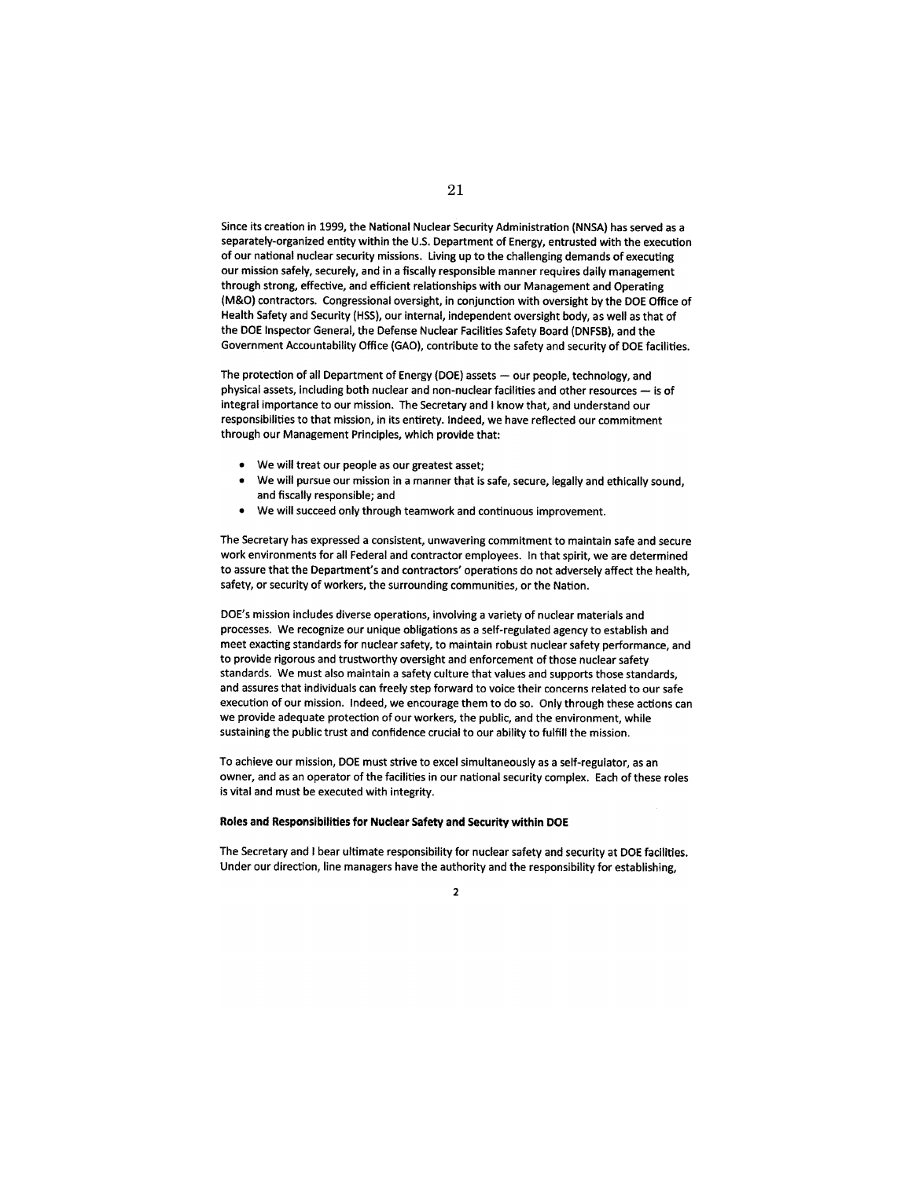Since its creation in 1999, the National Nuclear Security Administration (NNSA) has served as a separately-organized entity within the U.S. Department of Energy, entrusted with the execution of our national nuclear security missions. Living up to the challenging demands of executing our mission safely, securely, and in a fiscally responsible manner requires daily management through strong, effective, and efficient relationships with our Management and Operating (M&O) contractors. Congressional oversight, in conjunction with oversight by the DOE Office of Health Safety and Security (HSS), our internal, independent oversight body, as well as that of the DOE Inspector General, the Defense Nuclear Facilities Safety Board (DNFSB), and the Government Accountability Office (GAO), contribute to the safety and security of DOE facilities.

The protection of all Department of Energy (DOE) assets — our people, technology, and physical assets, including both nuclear and non-nuclear facilities and other resources — is of integral importance to our mission. The Secretary and I know that, and understand our responsibilities to that mission, in its entirety. Indeed, we have reflected our commitment through our Management Principles, which provide that:

- We will treat our people as our greatest asset;
- We will pursue our mission in a manner that is safe, secure, legally and ethically sound, and fiscally responsible; and
- We will succeed only through teamwork and continuous improvement.

The Secretary has expressed a consistent, unwavering commitment to maintain safe and secure work environments for all Federal and contractor employees. In that spirit, we are determined to assure that the Department's and contractors' operations do not adversely affect the health, safety, or security of workers, the surrounding communities, or the Nation.

DOE's mission includes diverse operations, involving a variety of nuclear materials and processes. We recognize our unique obligations as a self-regulated agency to establish and meet exacting standards for nuclear safety, to maintain robust nuclear safety performance, and to provide rigorous and trustworthy oversight and enforcement of those nuclear safety standards. We must also maintain a safety culture that values and supports those standards, and assures that individuals can freely step forward to voice their concerns related to our safe execution of our mission. Indeed, we encourage them to do so. Only through these actions can we provide adequate protection of our workers, the public, and the environment, while sustaining the public trust and confidence crucial to our ability to fulfill the mission.

To achieve our mission, DOE must strive to excel simultaneously as a self-regulator, as an owner, and as an operator of the facilities in our national security complex. Each of these roles is vital and must be executed with integrity.

**Roles and Responsibilities for Nuclear Safety and Security within DOE**

The Secretary and I bear ultimate responsibility for nuclear safety and security at DOE facilities. Under our direction, line managers have the authority and the responsibility for establishing,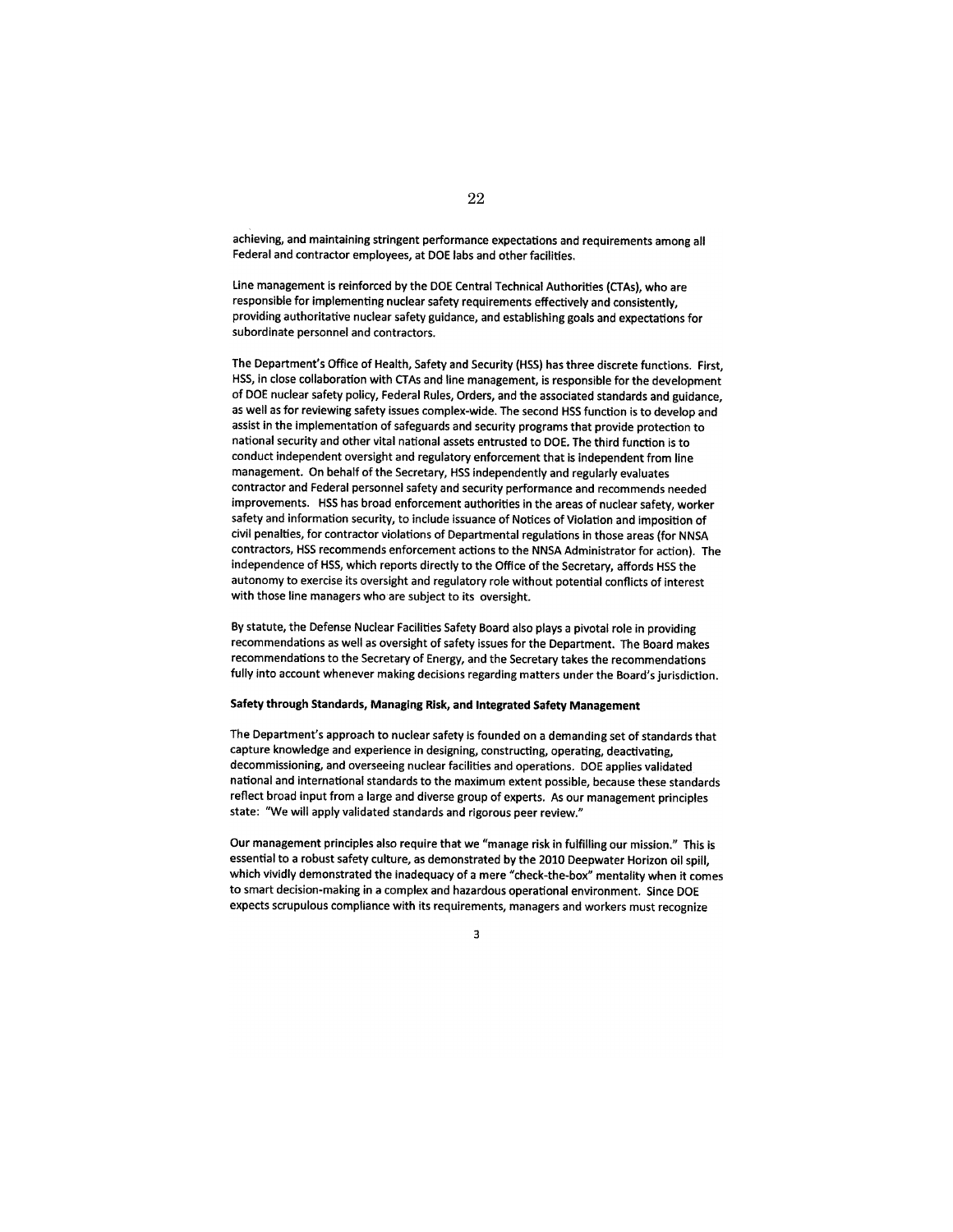achieving, and maintaining stringent performance expectations and requirements among all Federal and contractor employees, at DOE labs and other facilities.

Line management is reinforced by the DOE Central Technical Authorities (CTAs), who are responsible for implementing nuclear safety requirements effectively and consistently, providing authoritative nuclear safety guidance, and establishing goals and expectations for subordinate personnel and contractors.

The Department's Office of Health, Safety and Security (HSS) has three discrete functions. First, HSS, in close collaboration with CTAs and line management, is responsible for the development of DOE nuclear safety policy, Federal Rules, Orders, and the associated standards and guidance, as well as for reviewing safety issues complex-wide. The second HSS function is to develop and assist in the implementation of safeguards and security programs that provide protection to national security and other vital national assets entrusted to DOE. The third function is to conduct independent oversight and regulatory enforcement that is independent from line management. On behalf of the Secretary, HSS independently and regularly evaluates contractor and Federal personnel safety and security performance and recommends needed improvements. HSS has broad enforcement authorities in the areas of nuclear safety, worker safety and information security, to include issuance of Notices of Violation and imposition of civil penalties, for contractor violations of Departmental regulations in those areas (for NNSA contractors, HSS recommends enforcement actions to the NNSA Administrator for action). The independence of HSS, which reports directly to the Office of the Secretary, affords HSS the autonomy to exercise its oversight and regulatory role without potential conflicts of interest with those line managers who are subject to its oversight.

By statute, the Defense Nuclear Facilities Safety Board also plays a pivotal role in providing recommendations as well as oversight of safety issues for the Department. The Board makes recommendations to the Secretary of Energy, and the Secretary takes the recommendations fully into account whenever making decisions regarding matters under the Board's jurisdiction.

**Safety through Standards, Managing Risk, and Integrated Safety Management**

The Department's approach to nuclear safety is founded on a demanding set of standards that capture knowledge and experience in designing, constructing, operating, deactivating, decommissioning, and overseeing nuclear facilities and operations. DOE applies validated national and international standards to the maximum extent possible, because these standards reflect broad input from a large and diverse group of experts. As our management principles state: "We will apply validated standards and rigorous peer review."

Our management principles also require that we "manage risk in fulfilling our mission." This is essential to a robust safety culture, as demonstrated by the 2010 Deepwater Horizon oil spill, which vividly demonstrated the inadequacy of a mere "check-the-box" mentality when it comes to smart decision-making in a complex and hazardous operational environment. Since DOE expects scrupulous compliance with its requirements, managers and workers must recognize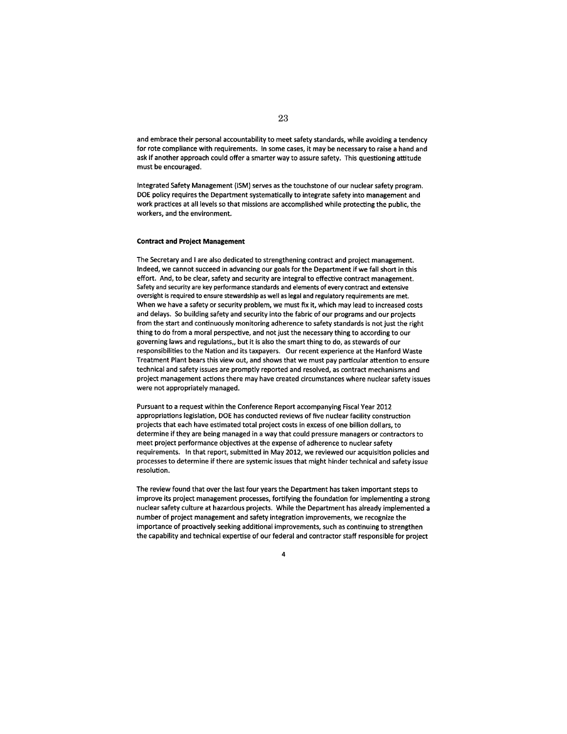and embrace their personal accountability to meet safety standards, while avoiding a tendency for rote compliance with requirements. In some cases, it may be necessary to raise a hand and ask if another approach could offer a smarter way to assure safety. This questioning attitude must be encouraged.

Integrated Safety Management (ISM) serves as the touchstone of our nuclear safety program. DOE policy requires the Department systematically to integrate safety into management and work practices at all levels so that missions are accomplished while protecting the public, the workers, and the environment.

**Contract and Project Management**

The Secretary and I are also dedicated to strengthening contract and project management. Indeed, we cannot succeed in advancing our goals for the Department if we fall short in this effort. And, to be clear, safety and security are integral to effective contract management. Safety and security are key performance standards and elements of every contract and extensive oversight is required to ensure stewardship as well as legal and regulatory requirements are met. When we have a safety or security problem, we must fix it, which may lead to increased costs and delays. So building safety and security into the fabric of our programs and our projects from the start and continuously monitoring adherence to safety standards is not just the right thing to do from a moral perspective, and not just the necessary thing to according to our governing laws and regulations,, but it is also the smart thing to do, as stewards of our responsibilities to the Nation and its taxpayers. Our recent experience at the Hanford Waste Treatment Plant bears this view out, and shows that we must pay particular attention to ensure technical and safety issues are promptly reported and resolved, as contract mechanisms and project management actions there may have created circumstances where nuclear safety issues were not appropriately managed.

Pursuant to a request within the Conference Report accompanying Fiscal Year 2012 appropriations legislation, DOE has conducted reviews of five nuclear facility construction projects that each have estimated total project costs in excess of one billion dollars, to determine if they are being managed in a way that could pressure managers or contractors to meet project performance objectives at the expense of adherence to nuclear safety requirements. In that report, submitted in May 2012, we reviewed our acquisition policies and processes to determine if there are systemic issues that might hinder technical and safety issue resolution.

The review found that over the last four years the Department has taken important steps to improve its project management processes, fortifying the foundation for implementing a strong nuclear safety culture at hazardous projects. While the Department has already implemented a number of project management and safety integration improvements, we recognize the importance of proactively seeking additional improvements, such as continuing to strengthen the capability and technical expertise of our federal and contractor staff responsible for project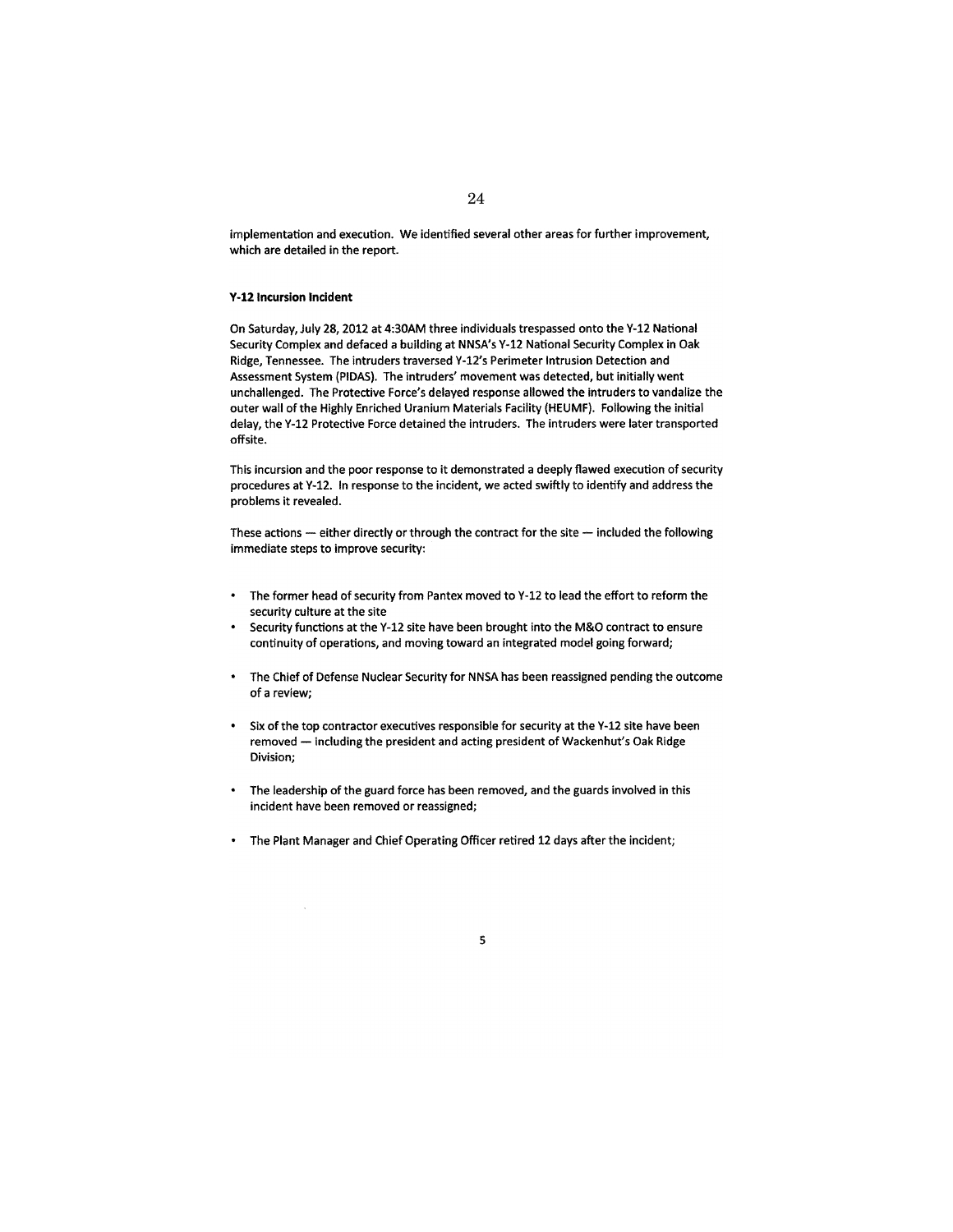implementation and execution. We identified several other areas for further improvement, which are detailed in the report.

**Y-12 Incursion Incident**

On Saturday, July 28, 2012 at 4:30AM three individuals trespassed onto the Y-12 National Security Complex and defaced a building at NNSA's Y-12 National Security Complex in Oak Ridge, Tennessee. The intruders traversed Y-12's Perimeter Intrusion Detection and Assessment System (PIDAS). The intruders' movement was detected, but initially went unchallenged. The Protective Force's delayed response allowed the intruders to vandalize the outer wall of the Highly Enriched Uranium Materials Facility (HEUMF). Following the initial delay, the Y-12 Protective Force detained the intruders. The intruders were later transported offsite.

This incursion and the poor response to it demonstrated a deeply flawed execution of security procedures at Y-12. In response to the incident, we acted swiftly to identify and address the problems it revealed.

These actions — either directly or through the contract for the site — included the following immediate steps to improve security:

- The former head of security from Pantex moved to Y-12 to lead the effort to reform the security culture at the site
- Security functions at the Y-12 site have been brought into the M&O contract to ensure continuity of operations, and moving toward an integrated model going forward;
- The Chief of Defense Nuclear Security for NNSA has been reassigned pending the outcome of a review;
- Six of the top contractor executives responsible for security at the Y-12 site have been removed — including the president and acting president of Wackenhut's Oak Ridge Division;
- The leadership of the guard force has been removed, and the guards involved in this incident have been removed or reassigned;
- The Plant Manager and Chief Operating Officer retired 12 days after the incident;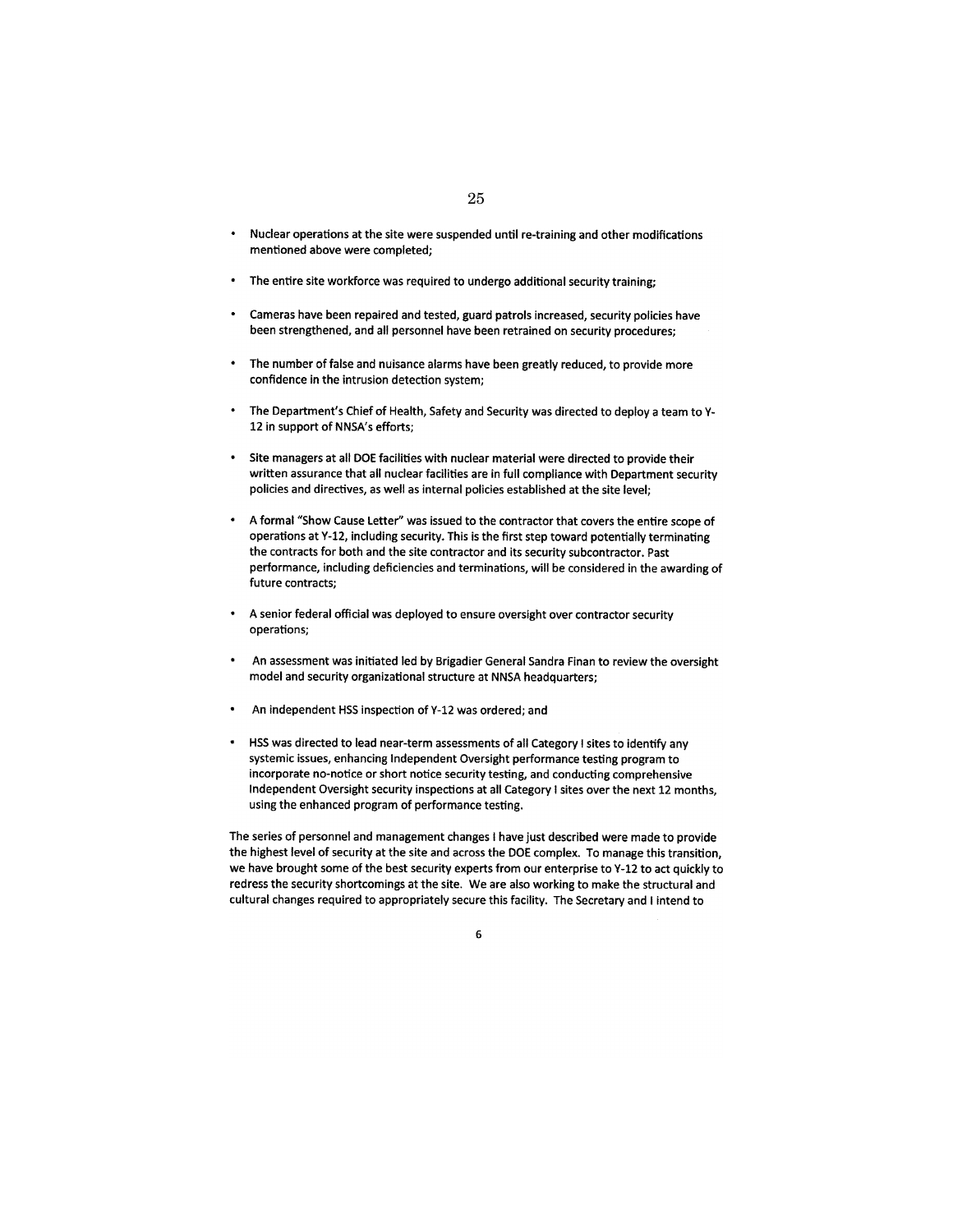- Nuclear operations at the site were suspended until re-training and other modifications mentioned above were completed;
- The entire site workforce was required to undergo additional security training;
- Cameras have been repaired and tested, guard patrols increased, security policies have been strengthened, and all personnel have been retrained on security procedures;
- The number of false and nuisance alarms have been greatly reduced, to provide more confidence in the intrusion detection system;
- The Department's Chief of Health, Safety and Security was directed to deploy a team to Y-12 in support of NNSA's efforts;
- Site managers at all DOE facilities with nuclear material were directed to provide their written assurance that all nuclear facilities are in full compliance with Department security policies and directives, as well as internal policies established at the site level;
- A formal "Show Cause Letter" was issued to the contractor that covers the entire scope of operations at Y-12, including security. This is the first step toward potentially terminating the contracts for both and the site contractor and its security subcontractor. Past performance, including deficiencies and terminations, will be considered in the awarding of future contracts;
- A senior federal official was deployed to ensure oversight over contractor security operations;
- An assessment was initiated led by Brigadier General Sandra Finan to review the oversight model and security organizational structure at NNSA headquarters;
- An independent HSS inspection of Y-12 was ordered; and
- HSS was directed to lead near-term assessments of all Category I sites to identify any systemic issues, enhancing Independent Oversight performance testing program to incorporate no-notice or short notice security testing, and conducting comprehensive Independent Oversight security inspections at all Category I sites over the next 12 months, using the enhanced program of performance testing.

The series of personnel and management changes I have just described were made to provide the highest level of security at the site and across the DOE complex. To manage this transition, we have brought some of the best security experts from our enterprise to Y-12 to act quickly to redress the security shortcomings at the site. We are also working to make the structural and cultural changes required to appropriately secure this facility. The Secretary and I intend to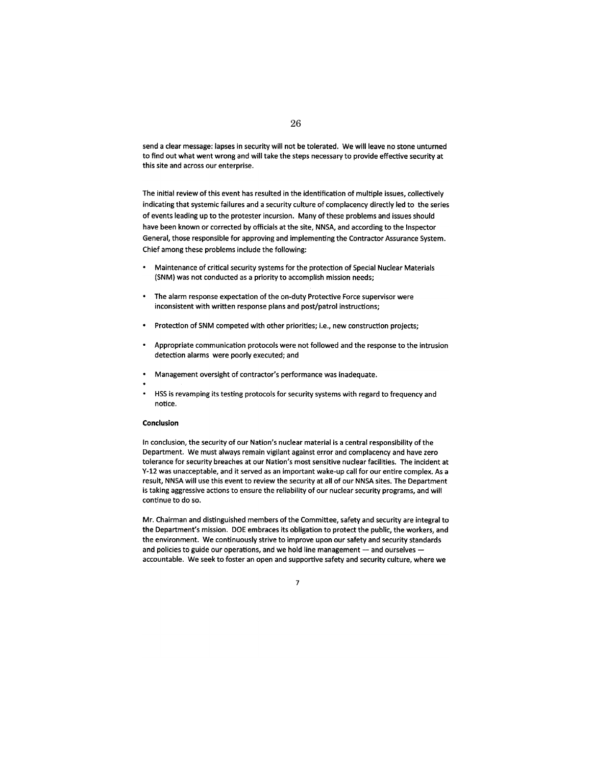send a clear message: lapses in security will not be tolerated. We will leave no stone unturned to find out what went wrong and will take the steps necessary to provide effective security at this site and across our enterprise.

The initial review of this event has resulted in the identification of multiple issues, collectively indicating that systemic failures and a security culture of complacency directly led to the series of events leading up to the protester incursion. Many of these problems and issues should have been known or corrected by officials at the site, NNSA, and according to the Inspector General, those responsible for approving and implementing the Contractor Assurance System. Chief among these problems include the following:

- Maintenance of critical security systems for the protection of Special Nuclear Materials (SNM) was not conducted as a priority to accomplish mission needs;
- The alarm response expectation of the on-duty Protective Force supervisor were inconsistent with written response plans and post/patrol instructions;
- Protection of SNM competed with other priorities; i.e., new construction projects;
- Appropriate communication protocols were not followed and the response to the intrusion detection alarms were poorly executed; and
- Management oversight of contractor's performance was inadequate.
- 
- HSS is revamping its testing protocols for security systems with regard to frequency and notice.

**Conclusion**

In conclusion, the security of our Nation's nuclear material is a central responsibility of the Department. We must always remain vigilant against error and complacency and have zero tolerance for security breaches at our Nation's most sensitive nuclear facilities. The incident at Y-12 was unacceptable, and it served as an important wake-up call for our entire complex. As a result, NNSA will use this event to review the security at all of our NNSA sites. The Department is taking aggressive actions to ensure the reliability of our nuclear security programs, and will continue to do so.

Mr. Chairman and distinguished members of the Committee, safety and security are integral to the Department's mission. DOE embraces its obligation to protect the public, the workers, and the environment. We continuously strive to improve upon our safety and security standards and policies to guide our operations, and we hold line management — and ourselves — accountable. We seek to foster an open and supportive safety and security culture, where we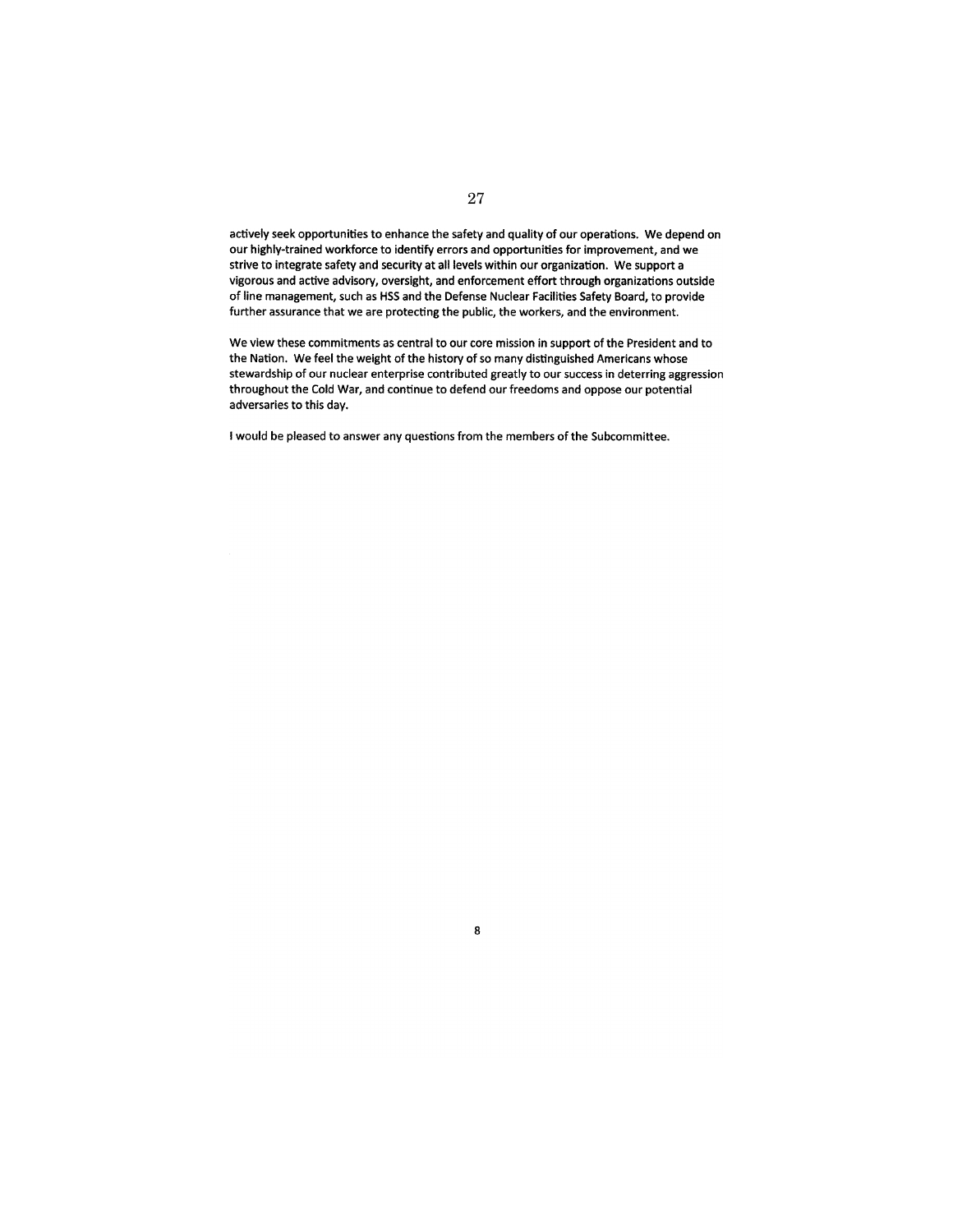actively seek opportunities to enhance the safety and quality of our operations. We depend on our highly-trained workforce to identify errors and opportunities for improvement, and we strive to integrate safety and security at all levels within our organization. We support a vigorous and active advisory, oversight, and enforcement effort through organizations outside of line management, such as HSS and the Defense Nuclear Facilities Safety Board, to provide further assurance that we are protecting the public, the workers, and the environment.

We view these commitments as central to our core mission in support of the President and to the Nation. We feel the weight of the history of so many distinguished Americans whose stewardship of our nuclear enterprise contributed greatly to our success in deterring aggression throughout the Cold War, and continue to defend our freedoms and oppose our potential adversaries to this day.

I would be pleased to answer any questions from the members of the Subcommittee.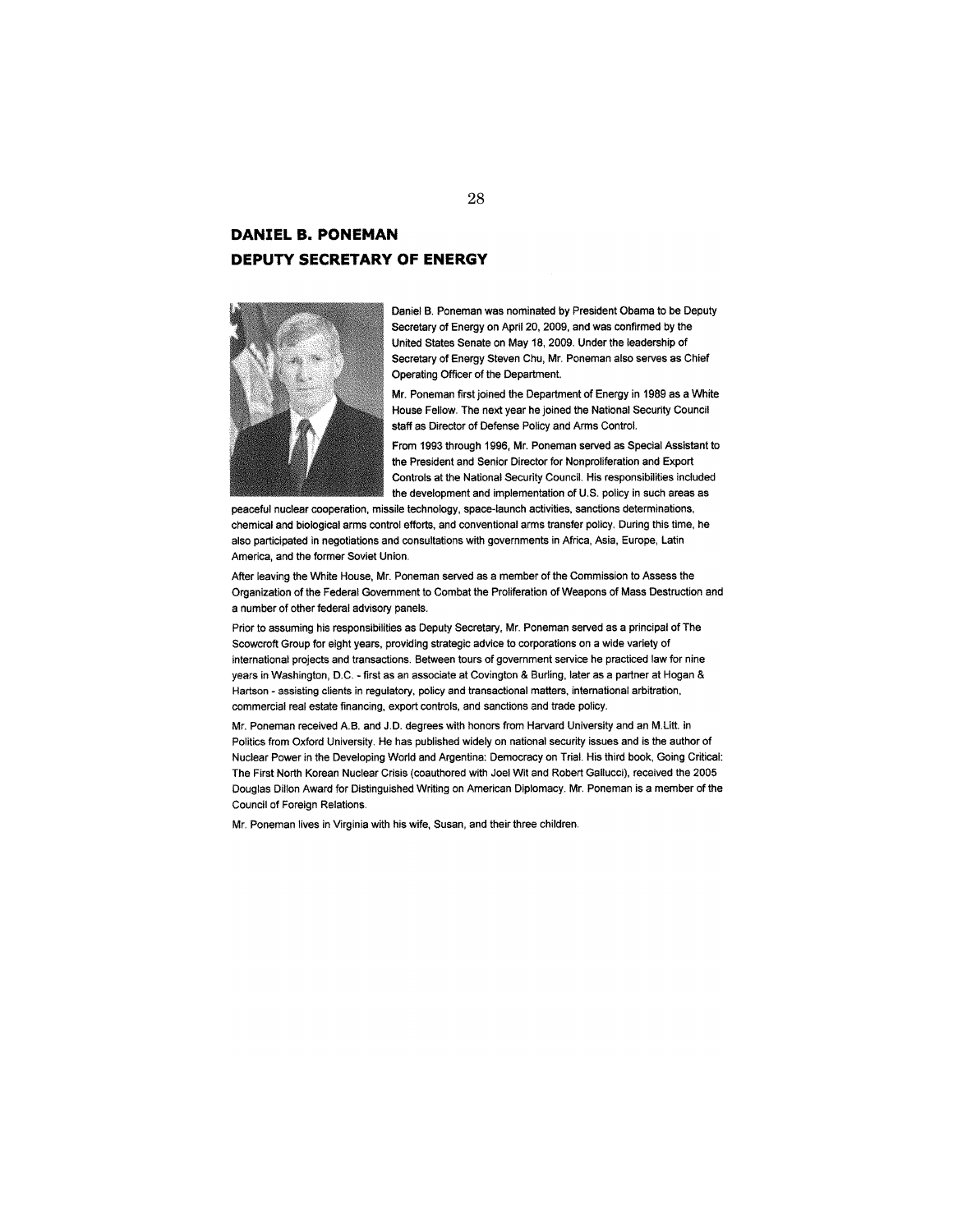# DANIEL B. PONEMAN
# DEPUTY SECRETARY OF ENERGY

Daniel B. Poneman was nominated by President Obama to be Deputy Secretary of Energy on April 20, 2009, and was confirmed by the United States Senate on May 18, 2009. Under the leadership of Secretary of Energy Steven Chu, Mr. Poneman also serves as Chief Operating Officer of the Department.

Mr. Poneman first joined the Department of Energy in 1989 as a White House Fellow. The next year he joined the National Security Council staff as Director of Defense Policy and Arms Control.

From 1993 through 1996, Mr. Poneman served as Special Assistant to the President and Senior Director for Nonproliferation and Export Controls at the National Security Council. His responsibilities included the development and implementation of U.S. policy in such areas as peaceful nuclear cooperation, missile technology, space-launch activities, sanctions determinations, chemical and biological arms control efforts, and conventional arms transfer policy. During this time, he also participated in negotiations and consultations with governments in Africa, Asia, Europe, Latin America, and the former Soviet Union.

After leaving the White House, Mr. Poneman served as a member of the Commission to Assess the Organization of the Federal Government to Combat the Proliferation of Weapons of Mass Destruction and a number of other federal advisory panels.

Prior to assuming his responsibilities as Deputy Secretary, Mr. Poneman served as a principal of The Scowcroft Group for eight years, providing strategic advice to corporations on a wide variety of international projects and transactions. Between tours of government service he practiced law for nine years in Washington, D.C. - first as an associate at Covington & Burling, later as a partner at Hogan & Hartson - assisting clients in regulatory, policy and transactional matters, international arbitration, commercial real estate financing, export controls, and sanctions and trade policy.

Mr. Poneman received A.B. and J.D. degrees with honors from Harvard University and an M.Litt. in Politics from Oxford University. He has published widely on national security issues and is the author of Nuclear Power in the Developing World and Argentina: Democracy on Trial. His third book, Going Critical: The First North Korean Nuclear Crisis (coauthored with Joel Wit and Robert Gallucci), received the 2005 Douglas Dillon Award for Distinguished Writing on American Diplomacy. Mr. Poneman is a member of the Council of Foreign Relations.

Mr. Poneman lives in Virginia with his wife, Susan, and their three children.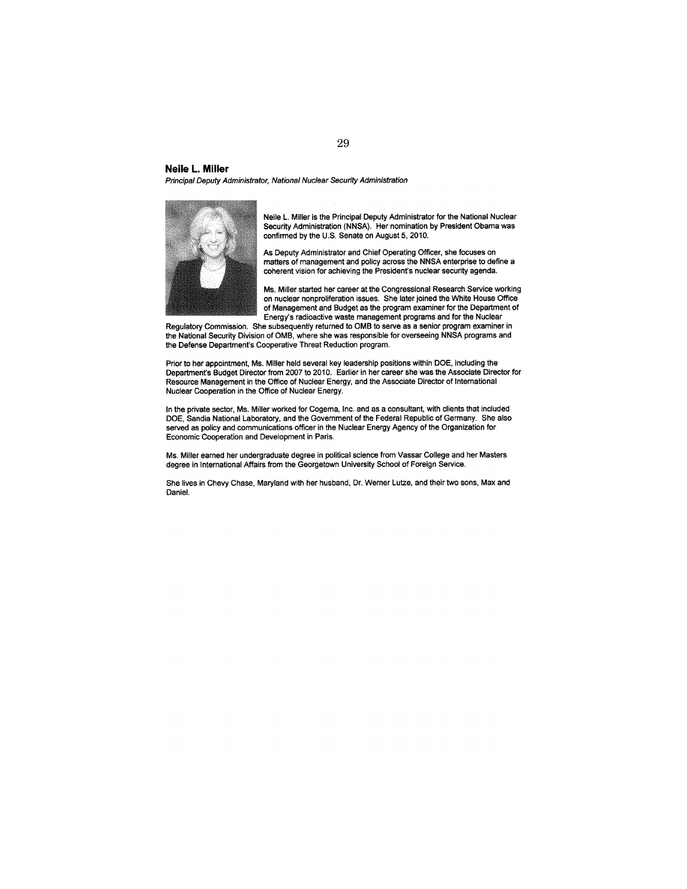**Neile L. Miller**

*Principal Deputy Administrator, National Nuclear Security Administration*

Neile L. Miller is the Principal Deputy Administrator for the National Nuclear Security Administration (NNSA). Her nomination by President Obama was confirmed by the U.S. Senate on August 5, 2010.

As Deputy Administrator and Chief Operating Officer, she focuses on matters of management and policy across the NNSA enterprise to define a coherent vision for achieving the President's nuclear security agenda.

Ms. Miller started her career at the Congressional Research Service working on nuclear nonproliferation issues. She later joined the White House Office of Management and Budget as the program examiner for the Department of Energy's radioactive waste management programs and for the Nuclear Regulatory Commission. She subsequently returned to OMB to serve as a senior program examiner in the National Security Division of OMB, where she was responsible for overseeing NNSA programs and the Defense Department's Cooperative Threat Reduction program.

Prior to her appointment, Ms. Miller held several key leadership positions within DOE, including the Department's Budget Director from 2007 to 2010. Earlier in her career she was the Associate Director for Resource Management in the Office of Nuclear Energy, and the Associate Director of International Nuclear Cooperation in the Office of Nuclear Energy.

In the private sector, Ms. Miller worked for Cogema, Inc. and as a consultant, with clients that included DOE, Sandia National Laboratory, and the Government of the Federal Republic of Germany. She also served as policy and communications officer in the Nuclear Energy Agency of the Organization for Economic Cooperation and Development in Paris.

Ms. Miller earned her undergraduate degree in political science from Vassar College and her Masters degree in International Affairs from the Georgetown University School of Foreign Service.

She lives in Chevy Chase, Maryland with her husband, Dr. Werner Lutze, and their two sons, Max and Daniel.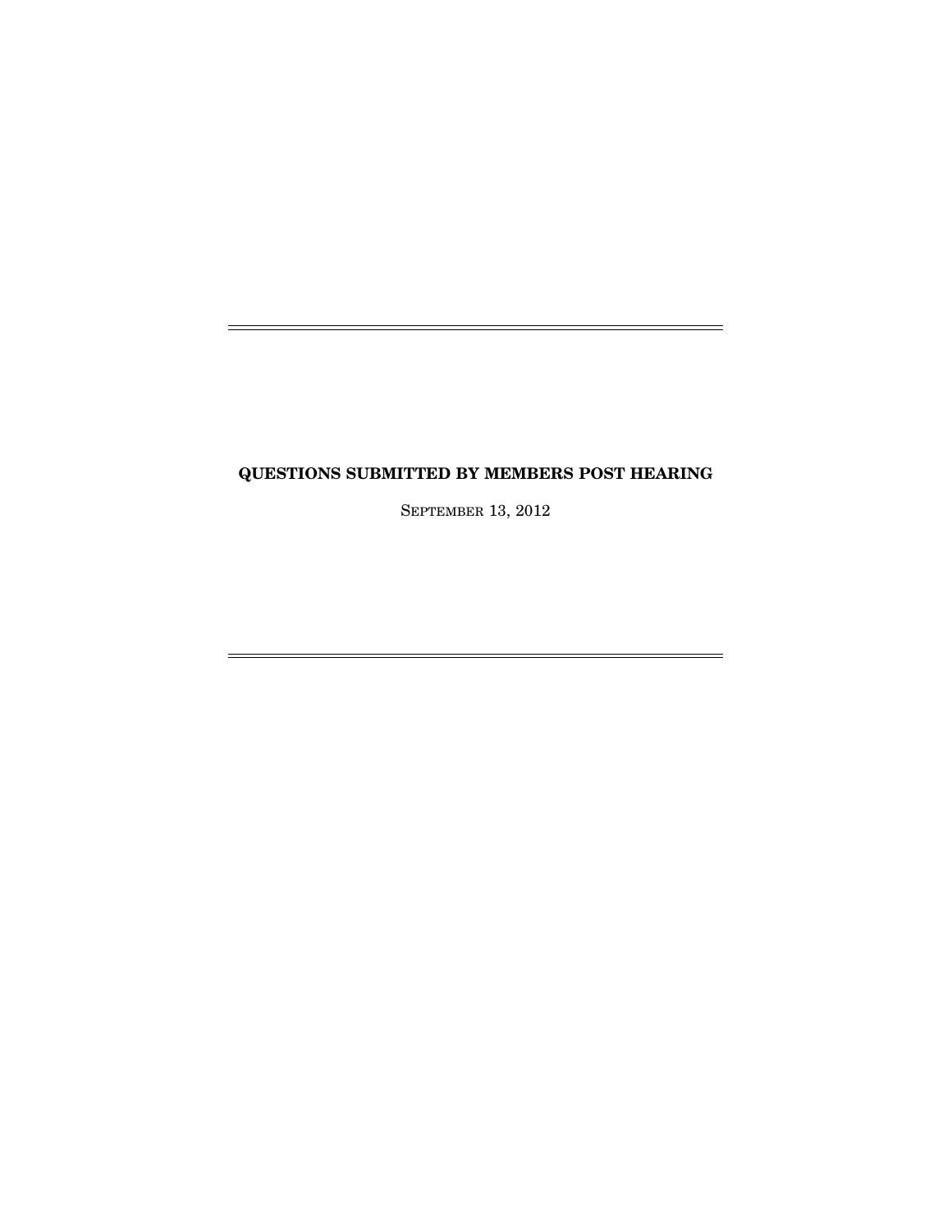# QUESTIONS SUBMITTED BY MEMBERS POST HEARING

SEPTEMBER 13, 2012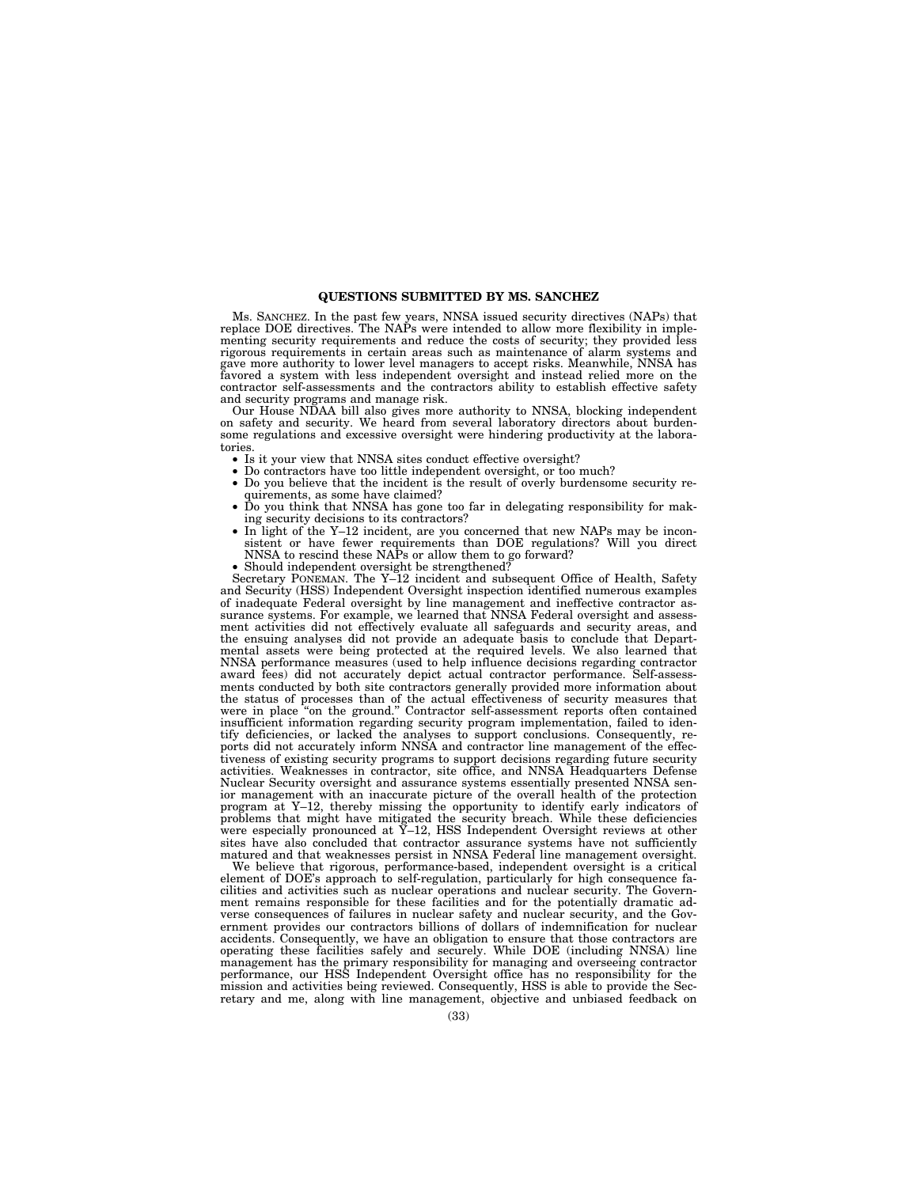### QUESTIONS SUBMITTED BY MS. SANCHEZ

Ms. SANCHEZ. In the past few years, NNSA issued security directives (NAPs) that replace DOE directives. The NAPs were intended to allow more flexibility in implementing security requirements and reduce the costs of security; they provided less rigorous requirements in certain areas such as maintenance of alarm systems and gave more authority to lower level managers to accept risks. Meanwhile, NNSA has favored a system with less independent oversight and instead relied more on the contractor self-assessments and the contractors ability to establish effective safety and security programs and manage risk.

Our House NDAA bill also gives more authority to NNSA, blocking independent on safety and security. We heard from several laboratory directors about burdensome regulations and excessive oversight were hindering productivity at the laboratories.

- Is it your view that NNSA sites conduct effective oversight?
- Do contractors have too little independent oversight, or too much?
- Do you believe that the incident is the result of overly burdensome security requirements, as some have claimed?
- Do you think that NNSA has gone too far in delegating responsibility for making security decisions to its contractors?
- In light of the Y–12 incident, are you concerned that new NAPs may be inconsistent or have fewer requirements than DOE regulations? Will you direct NNSA to rescind these NAPs or allow them to go forward?
- Should independent oversight be strengthened?

Secretary PONEMAN. The Y–12 incident and subsequent Office of Health, Safety and Security (HSS) Independent Oversight inspection identified numerous examples of inadequate Federal oversight by line management and ineffective contractor assurance systems. For example, we learned that NNSA Federal oversight and assessment activities did not effectively evaluate all safeguards and security areas, and the ensuing analyses did not provide an adequate basis to conclude that Departmental assets were being protected at the required levels. We also learned that NNSA performance measures (used to help influence decisions regarding contractor award fees) did not accurately depict actual contractor performance. Self-assessments conducted by both site contractors generally provided more information about the status of processes than of the actual effectiveness of security measures that were in place "on the ground." Contractor self-assessment reports often contained insufficient information regarding security program implementation, failed to identify deficiencies, or lacked the analyses to support conclusions. Consequently, reports did not accurately inform NNSA and contractor line management of the effectiveness of existing security programs to support decisions regarding future security activities. Weaknesses in contractor, site office, and NNSA Headquarters Defense Nuclear Security oversight and assurance systems essentially presented NNSA senior management with an inaccurate picture of the overall health of the protection program at Y–12, thereby missing the opportunity to identify early indicators of problems that might have mitigated the security breach. While these deficiencies were especially pronounced at Y–12, HSS Independent Oversight reviews at other sites have also concluded that contractor assurance systems have not sufficiently matured and that weaknesses persist in NNSA Federal line management oversight.

We believe that rigorous, performance-based, independent oversight is a critical element of DOE's approach to self-regulation, particularly for high consequence facilities and activities such as nuclear operations and nuclear security. The Government remains responsible for these facilities and for the potentially dramatic adverse consequences of failures in nuclear safety and nuclear security, and the Government provides our contractors billions of dollars of indemnification for nuclear accidents. Consequently, we have an obligation to ensure that those contractors are operating these facilities safely and securely. While DOE (including NNSA) line management has the primary responsibility for managing and overseeing contractor performance, our HSS Independent Oversight office has no responsibility for the mission and activities being reviewed. Consequently, HSS is able to provide the Secretary and me, along with line management, objective and unbiased feedback on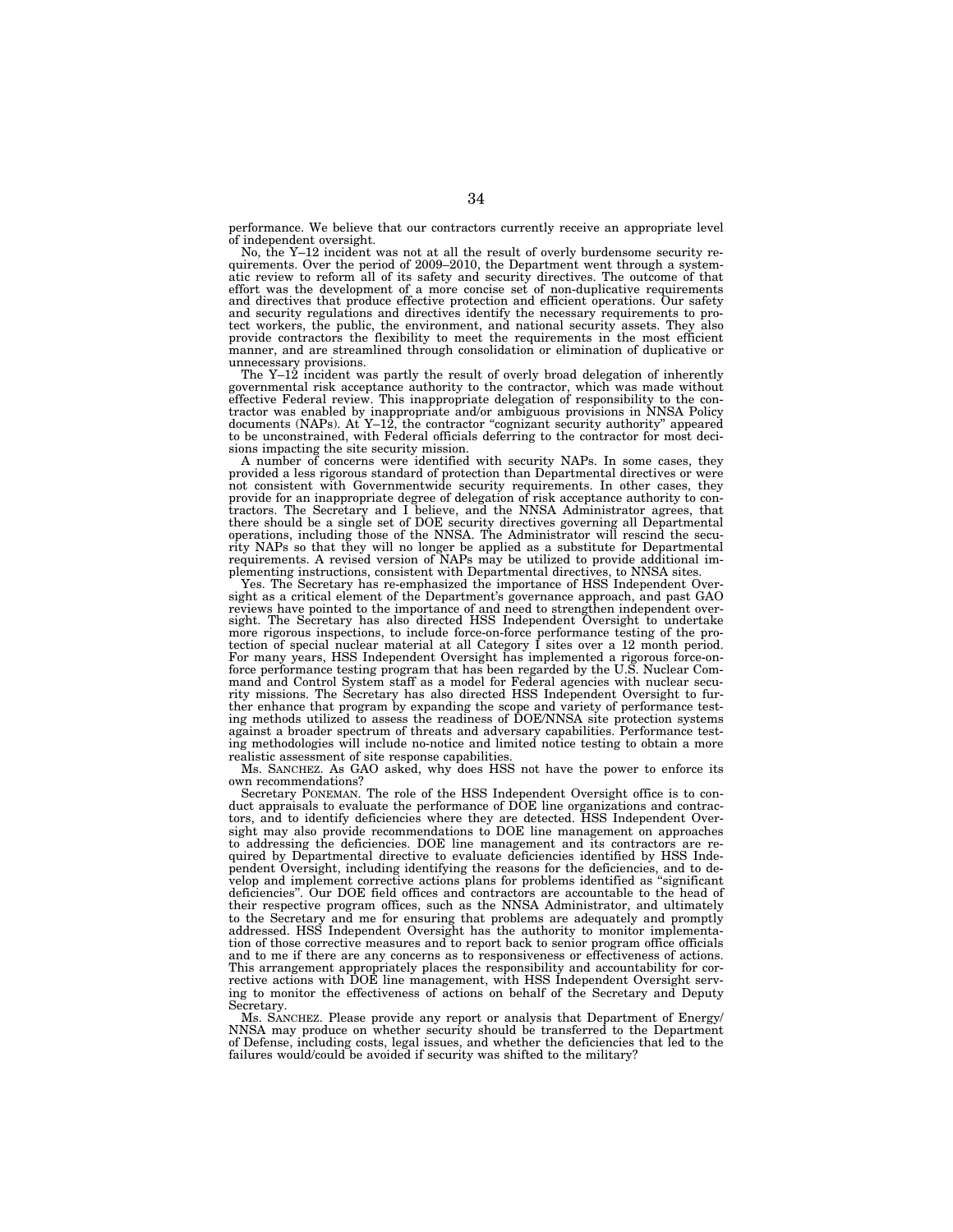performance. We believe that our contractors currently receive an appropriate level of independent oversight.

No, the Y–12 incident was not at all the result of overly burdensome security requirements. Over the period of 2009–2010, the Department went through a systematic review to reform all of its safety and security directives. The outcome of that effort was the development of a more concise set of non-duplicative requirements and directives that produce effective protection and efficient operations. Our safety and security regulations and directives identify the necessary requirements to protect workers, the public, the environment, and national security assets. They also provide contractors the flexibility to meet the requirements in the most efficient manner, and are streamlined through consolidation or elimination of duplicative or unnecessary provisions.

The Y–12 incident was partly the result of overly broad delegation of inherently governmental risk acceptance authority to the contractor, which was made without effective Federal review. This inappropriate delegation of responsibility to the contractor was enabled by inappropriate and/or ambiguous provisions in NNSA Policy documents (NAPs). At Y–12, the contractor "cognizant security authority" appeared to be unconstrained, with Federal officials deferring to the contractor for most decisions impacting the site security mission.

A number of concerns were identified with security NAPs. In some cases, they provided a less rigorous standard of protection than Departmental directives or were not consistent with Governmentwide security requirements. In other cases, they provide for an inappropriate degree of delegation of risk acceptance authority to contractors. The Secretary and I believe, and the NNSA Administrator agrees, that there should be a single set of DOE security directives governing all Departmental operations, including those of the NNSA. The Administrator will rescind the security NAPs so that they will no longer be applied as a substitute for Departmental requirements. A revised version of NAPs may be utilized to provide additional implementing instructions, consistent with Departmental directives, to NNSA sites.

Yes. The Secretary has re-emphasized the importance of HSS Independent Oversight as a critical element of the Department's governance approach, and past GAO reviews have pointed to the importance of and need to strengthen independent oversight. The Secretary has also directed HSS Independent Oversight to undertake more rigorous inspections, to include force-on-force performance testing of the protection of special nuclear material at all Category I sites over a 12 month period. For many years, HSS Independent Oversight has implemented a rigorous force-on-force performance testing program that has been regarded by the U.S. Nuclear Command and Control System staff as a model for Federal agencies with nuclear security missions. The Secretary has also directed HSS Independent Oversight to further enhance that program by expanding the scope and variety of performance testing methods utilized to assess the readiness of DOE/NNSA site protection systems against a broader spectrum of threats and adversary capabilities. Performance testing methodologies will include no-notice and limited notice testing to obtain a more realistic assessment of site response capabilities.

Ms. SANCHEZ. As GAO asked, why does HSS not have the power to enforce its own recommendations?

Secretary PONEMAN. The role of the HSS Independent Oversight office is to conduct appraisals to evaluate the performance of DOE line organizations and contractors, and to identify deficiencies where they are detected. HSS Independent Oversight may also provide recommendations to DOE line management on approaches to addressing the deficiencies. DOE line management and its contractors are required by Departmental directive to evaluate deficiencies identified by HSS Independent Oversight, including identifying the reasons for the deficiencies, and to develop and implement corrective actions plans for problems identified as "significant deficiencies". Our DOE field offices and contractors are accountable to the head of their respective program offices, such as the NNSA Administrator, and ultimately to the Secretary and me for ensuring that problems are adequately and promptly addressed. HSS Independent Oversight has the authority to monitor implementation of those corrective measures and to report back to senior program office officials and to me if there are any concerns as to responsiveness or effectiveness of actions. This arrangement appropriately places the responsibility and accountability for corrective actions with DOE line management, with HSS Independent Oversight serving to monitor the effectiveness of actions on behalf of the Secretary and Deputy Secretary.

Ms. SANCHEZ. Please provide any report or analysis that Department of Energy/NNSA may produce on whether security should be transferred to the Department of Defense, including costs, legal issues, and whether the deficiencies that led to the failures would/could be avoided if security was shifted to the military?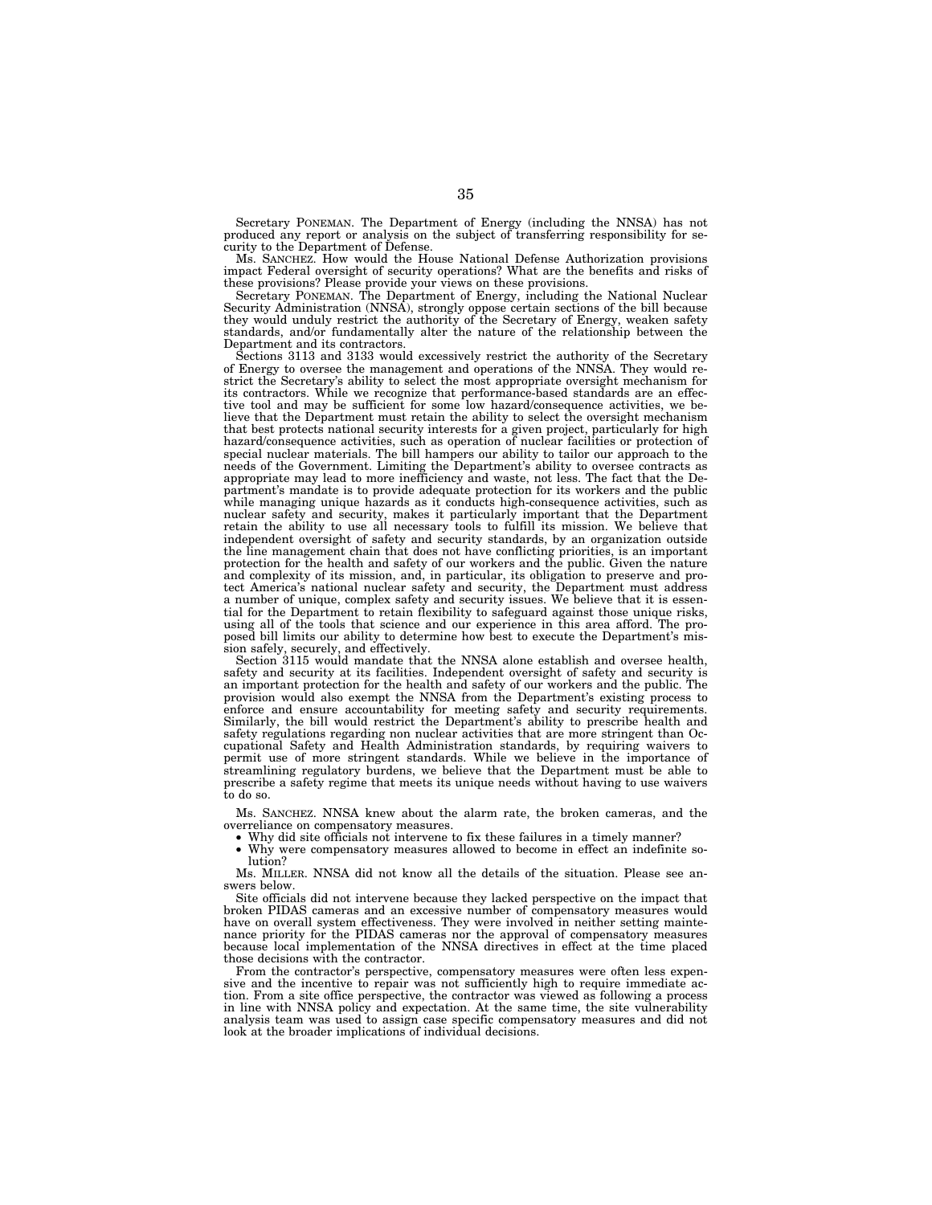Secretary PONEMAN. The Department of Energy (including the NNSA) has not produced any report or analysis on the subject of transferring responsibility for security to the Department of Defense.

Ms. SANCHEZ. How would the House National Defense Authorization provisions impact Federal oversight of security operations? What are the benefits and risks of these provisions? Please provide your views on these provisions.

Secretary PONEMAN. The Department of Energy, including the National Nuclear Security Administration (NNSA), strongly oppose certain sections of the bill because they would unduly restrict the authority of the Secretary of Energy, weaken safety standards, and/or fundamentally alter the nature of the relationship between the Department and its contractors.

Sections 3113 and 3133 would excessively restrict the authority of the Secretary of Energy to oversee the management and operations of the NNSA. They would restrict the Secretary's ability to select the most appropriate oversight mechanism for its contractors. While we recognize that performance-based standards are an effective tool and may be sufficient for some low hazard/consequence activities, we believe that the Department must retain the ability to select the oversight mechanism that best protects national security interests for a given project, particularly for high hazard/consequence activities, such as operation of nuclear facilities or protection of special nuclear materials. The bill hampers our ability to tailor our approach to the needs of the Government. Limiting the Department's ability to oversee contracts as appropriate may lead to more inefficiency and waste, not less. The fact that the Department's mandate is to provide adequate protection for its workers and the public while managing unique hazards as it conducts high-consequence activities, such as nuclear safety and security, makes it particularly important that the Department retain the ability to use all necessary tools to fulfill its mission. We believe that independent oversight of safety and security standards, by an organization outside the line management chain that does not have conflicting priorities, is an important protection for the health and safety of our workers and the public. Given the nature and complexity of its mission, and, in particular, its obligation to preserve and protect America's national nuclear safety and security, the Department must address a number of unique, complex safety and security issues. We believe that it is essential for the Department to retain flexibility to safeguard against those unique risks, using all of the tools that science and our experience in this area afford. The proposed bill limits our ability to determine how best to execute the Department's mission safely, securely, and effectively.

Section 3115 would mandate that the NNSA alone establish and oversee health, safety and security at its facilities. Independent oversight of safety and security is an important protection for the health and safety of our workers and the public. The provision would also exempt the NNSA from the Department's existing process to enforce and ensure accountability for meeting safety and security requirements. Similarly, the bill would restrict the Department's ability to prescribe health and safety regulations regarding non nuclear activities that are more stringent than Occupational Safety and Health Administration standards, by requiring waivers to permit use of more stringent standards. While we believe in the importance of streamlining regulatory burdens, we believe that the Department must be able to prescribe a safety regime that meets its unique needs without having to use waivers to do so.

Ms. SANCHEZ. NNSA knew about the alarm rate, the broken cameras, and the overreliance on compensatory measures.

- Why did site officials not intervene to fix these failures in a timely manner?
- Why were compensatory measures allowed to become in effect an indefinite solution?

Ms. MILLER. NNSA did not know all the details of the situation. Please see answers below.

Site officials did not intervene because they lacked perspective on the impact that broken PIDAS cameras and an excessive number of compensatory measures would have on overall system effectiveness. They were involved in neither setting maintenance priority for the PIDAS cameras nor the approval of compensatory measures because local implementation of the NNSA directives in effect at the time placed those decisions with the contractor.

From the contractor's perspective, compensatory measures were often less expensive and the incentive to repair was not sufficiently high to require immediate action. From a site office perspective, the contractor was viewed as following a process in line with NNSA policy and expectation. At the same time, the site vulnerability analysis team was used to assign case specific compensatory measures and did not look at the broader implications of individual decisions.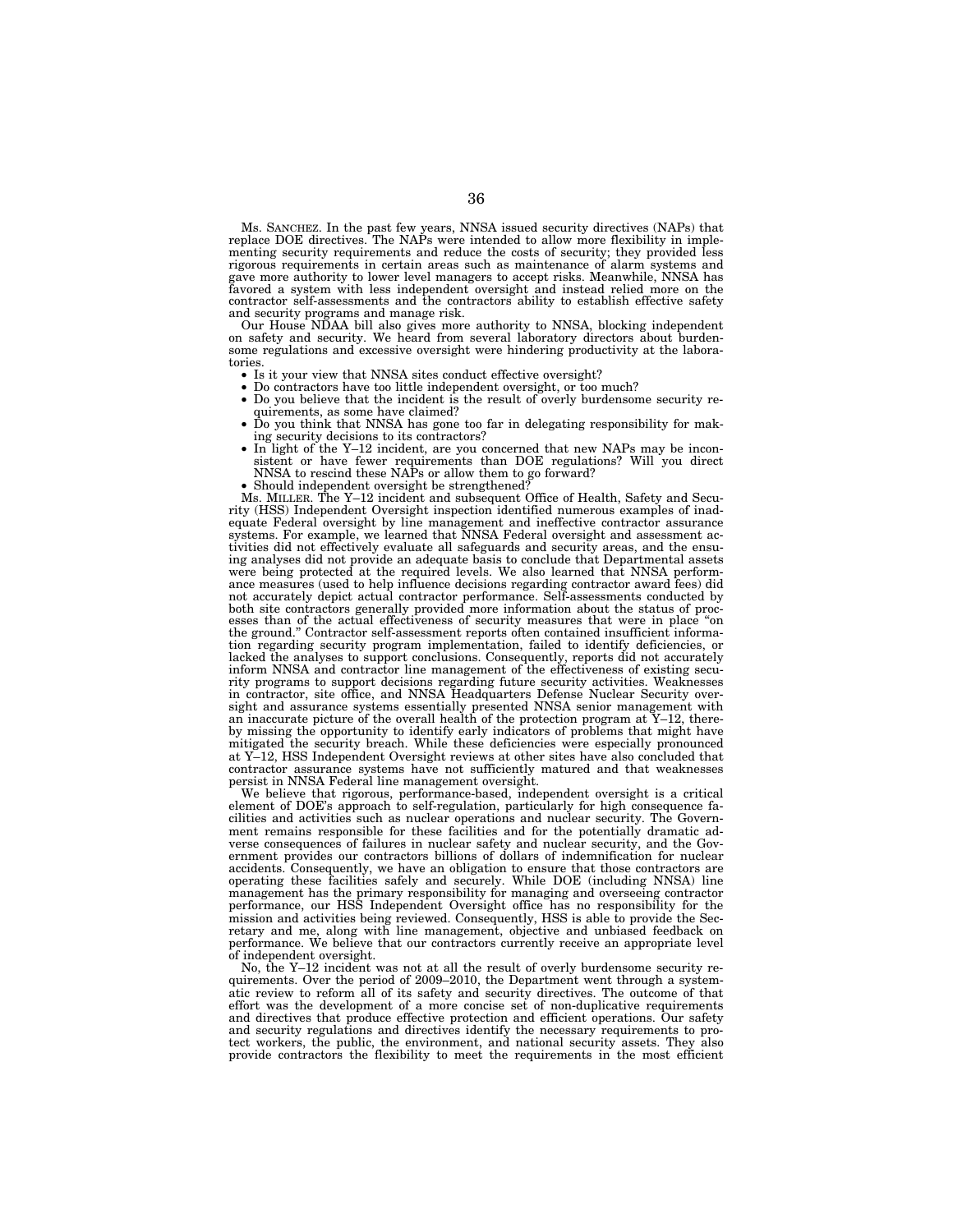Ms. SANCHEZ. In the past few years, NNSA issued security directives (NAPs) that replace DOE directives. The NAPs were intended to allow more flexibility in implementing security requirements and reduce the costs of security; they provided less rigorous requirements in certain areas such as maintenance of alarm systems and gave more authority to lower level managers to accept risks. Meanwhile, NNSA has favored a system with less independent oversight and instead relied more on the contractor self-assessments and the contractors ability to establish effective safety and security programs and manage risk.

Our House NDAA bill also gives more authority to NNSA, blocking independent on safety and security. We heard from several laboratory directors about burdensome regulations and excessive oversight were hindering productivity at the laboratories.

- Is it your view that NNSA sites conduct effective oversight?
- Do contractors have too little independent oversight, or too much?
- Do you believe that the incident is the result of overly burdensome security requirements, as some have claimed?
- Do you think that NNSA has gone too far in delegating responsibility for making security decisions to its contractors?
- In light of the Y–12 incident, are you concerned that new NAPs may be inconsistent or have fewer requirements than DOE regulations? Will you direct NNSA to rescind these NAPs or allow them to go forward?
- Should independent oversight be strengthened?

Ms. MILLER. The Y–12 incident and subsequent Office of Health, Safety and Security (HSS) Independent Oversight inspection identified numerous examples of inadequate Federal oversight by line management and ineffective contractor assurance systems. For example, we learned that NNSA Federal oversight and assessment activities did not effectively evaluate all safeguards and security areas, and the ensuing analyses did not provide an adequate basis to conclude that Departmental assets were being protected at the required levels. We also learned that NNSA performance measures (used to help influence decisions regarding contractor award fees) did not accurately depict actual contractor performance. Self-assessments conducted by both site contractors generally provided more information about the status of processes than of the actual effectiveness of security measures that were in place "on the ground." Contractor self-assessment reports often contained insufficient information regarding security program implementation, failed to identify deficiencies, or lacked the analyses to support conclusions. Consequently, reports did not accurately inform NNSA and contractor line management of the effectiveness of existing security programs to support decisions regarding future security activities. Weaknesses in contractor, site office, and NNSA Headquarters Defense Nuclear Security oversight and assurance systems essentially presented NNSA senior management with an inaccurate picture of the overall health of the protection program at Y–12, thereby missing the opportunity to identify early indicators of problems that might have mitigated the security breach. While these deficiencies were especially pronounced at Y–12, HSS Independent Oversight reviews at other sites have also concluded that contractor assurance systems have not sufficiently matured and that weaknesses persist in NNSA Federal line management oversight.

We believe that rigorous, performance-based, independent oversight is a critical element of DOE's approach to self-regulation, particularly for high consequence facilities and activities such as nuclear operations and nuclear security. The Government remains responsible for these facilities and for the potentially dramatic adverse consequences of failures in nuclear safety and nuclear security, and the Government provides our contractors billions of dollars of indemnification for nuclear accidents. Consequently, we have an obligation to ensure that those contractors are operating these facilities safely and securely. While DOE (including NNSA) line management has the primary responsibility for managing and overseeing contractor performance, our HSS Independent Oversight office has no responsibility for the mission and activities being reviewed. Consequently, HSS is able to provide the Secretary and me, along with line management, objective and unbiased feedback on performance. We believe that our contractors currently receive an appropriate level of independent oversight.

No, the Y–12 incident was not at all the result of overly burdensome security requirements. Over the period of 2009–2010, the Department went through a systematic review to reform all of its safety and security directives. The outcome of that effort was the development of a more concise set of non-duplicative requirements and directives that produce effective protection and efficient operations. Our safety and security regulations and directives identify the necessary requirements to protect workers, the public, the environment, and national security assets. They also provide contractors the flexibility to meet the requirements in the most efficient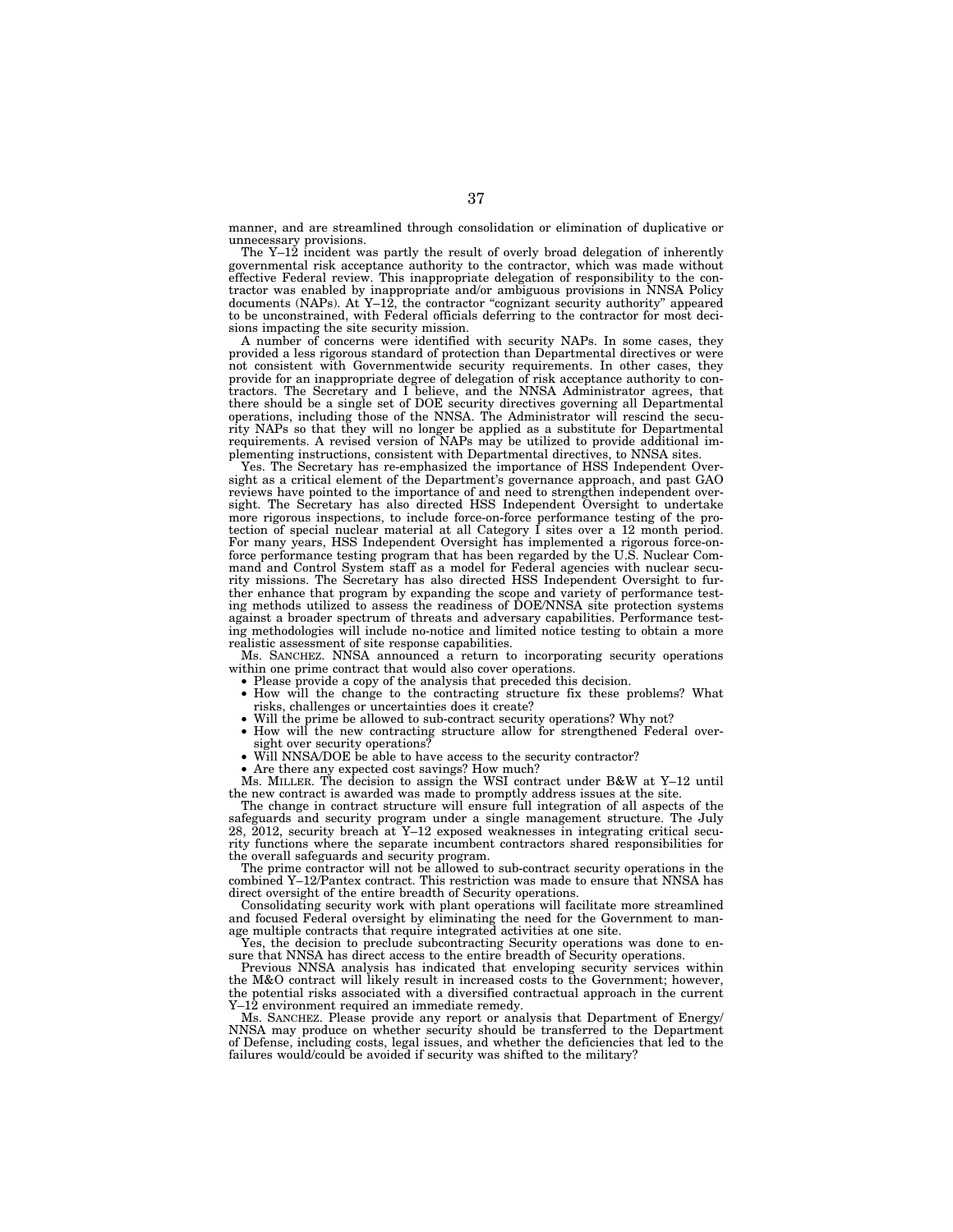manner, and are streamlined through consolidation or elimination of duplicative or unnecessary provisions.

The Y–12 incident was partly the result of overly broad delegation of inherently governmental risk acceptance authority to the contractor, which was made without effective Federal review. This inappropriate delegation of responsibility to the contractor was enabled by inappropriate and/or ambiguous provisions in NNSA Policy documents (NAPs). At Y–12, the contractor "cognizant security authority" appeared to be unconstrained, with Federal officials deferring to the contractor for most decisions impacting the site security mission.

A number of concerns were identified with security NAPs. In some cases, they provided a less rigorous standard of protection than Departmental directives or were not consistent with Governmentwide security requirements. In other cases, they provide for an inappropriate degree of delegation of risk acceptance authority to contractors. The Secretary and I believe, and the NNSA Administrator agrees, that there should be a single set of DOE security directives governing all Departmental operations, including those of the NNSA. The Administrator will rescind the security NAPs so that they will no longer be applied as a substitute for Departmental requirements. A revised version of NAPs may be utilized to provide additional implementing instructions, consistent with Departmental directives, to NNSA sites.

Yes. The Secretary has re-emphasized the importance of HSS Independent Oversight as a critical element of the Department's governance approach, and past GAO reviews have pointed to the importance of and need to strengthen independent oversight. The Secretary has also directed HSS Independent Oversight to undertake more rigorous inspections, to include force-on-force performance testing of the protection of special nuclear material at all Category I sites over a 12 month period. For many years, HSS Independent Oversight has implemented a rigorous force-on-force performance testing program that has been regarded by the U.S. Nuclear Command and Control System staff as a model for Federal agencies with nuclear security missions. The Secretary has also directed HSS Independent Oversight to further enhance that program by expanding the scope and variety of performance testing methods utilized to assess the readiness of DOE/NNSA site protection systems against a broader spectrum of threats and adversary capabilities. Performance testing methodologies will include no-notice and limited notice testing to obtain a more realistic assessment of site response capabilities.

Ms. SANCHEZ. NNSA announced a return to incorporating security operations within one prime contract that would also cover operations.

- Please provide a copy of the analysis that preceded this decision.
- How will the change to the contracting structure fix these problems? What risks, challenges or uncertainties does it create?
- Will the prime be allowed to sub-contract security operations? Why not?
- How will the new contracting structure allow for strengthened Federal oversight over security operations?
- Will NNSA/DOE be able to have access to the security contractor?
- Are there any expected cost savings? How much?

Ms. MILLER. The decision to assign the WSI contract under B&W at Y–12 until the new contract is awarded was made to promptly address issues at the site.

The change in contract structure will ensure full integration of all aspects of the safeguards and security program under a single management structure. The July 28, 2012, security breach at Y–12 exposed weaknesses in integrating critical security functions where the separate incumbent contractors shared responsibilities for the overall safeguards and security program.

The prime contractor will not be allowed to sub-contract security operations in the combined Y–12/Pantex contract. This restriction was made to ensure that NNSA has direct oversight of the entire breadth of Security operations.

Consolidating security work with plant operations will facilitate more streamlined and focused Federal oversight by eliminating the need for the Government to manage multiple contracts that require integrated activities at one site.

Yes, the decision to preclude subcontracting Security operations was done to ensure that NNSA has direct access to the entire breadth of Security operations.

Previous NNSA analysis has indicated that enveloping security services within the M&O contract will likely result in increased costs to the Government; however, the potential risks associated with a diversified contractual approach in the current Y–12 environment required an immediate remedy.

Ms. SANCHEZ. Please provide any report or analysis that Department of Energy/NNSA may produce on whether security should be transferred to the Department of Defense, including costs, legal issues, and whether the deficiencies that led to the failures would/could be avoided if security was shifted to the military?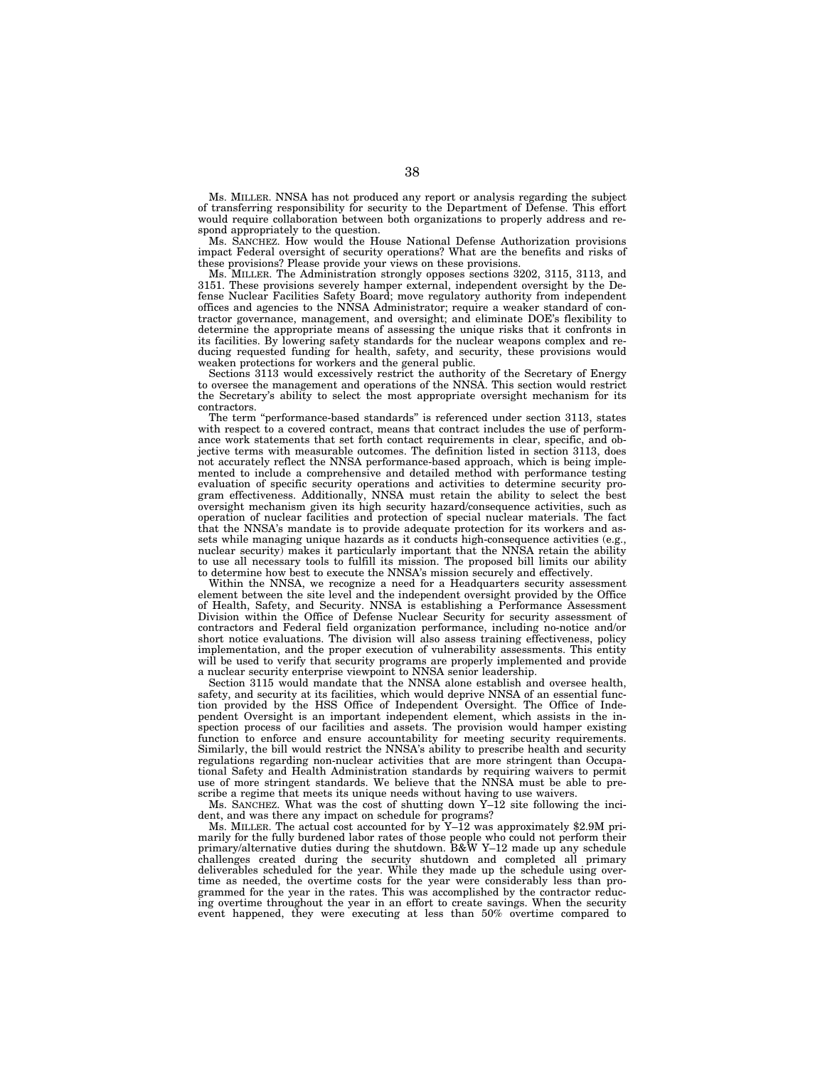Ms. MILLER. NNSA has not produced any report or analysis regarding the subject of transferring responsibility for security to the Department of Defense. This effort would require collaboration between both organizations to properly address and respond appropriately to the question.

Ms. SANCHEZ. How would the House National Defense Authorization provisions impact Federal oversight of security operations? What are the benefits and risks of these provisions? Please provide your views on these provisions.

Ms. MILLER. The Administration strongly opposes sections 3202, 3115, 3113, and 3151. These provisions severely hamper external, independent oversight by the Defense Nuclear Facilities Safety Board; move regulatory authority from independent offices and agencies to the NNSA Administrator; require a weaker standard of contractor governance, management, and oversight; and eliminate DOE's flexibility to determine the appropriate means of assessing the unique risks that it confronts in its facilities. By lowering safety standards for the nuclear weapons complex and reducing requested funding for health, safety, and security, these provisions would weaken protections for workers and the general public.

Sections 3113 would excessively restrict the authority of the Secretary of Energy to oversee the management and operations of the NNSA. This section would restrict the Secretary's ability to select the most appropriate oversight mechanism for its contractors.

The term "performance-based standards" is referenced under section 3113, states with respect to a covered contract, means that contract includes the use of performance work statements that set forth contact requirements in clear, specific, and objective terms with measurable outcomes. The definition listed in section 3113, does not accurately reflect the NNSA performance-based approach, which is being implemented to include a comprehensive and detailed method with performance testing evaluation of specific security operations and activities to determine security program effectiveness. Additionally, NNSA must retain the ability to select the best oversight mechanism given its high security hazard/consequence activities, such as operation of nuclear facilities and protection of special nuclear materials. The fact that the NNSA's mandate is to provide adequate protection for its workers and assets while managing unique hazards as it conducts high-consequence activities (e.g., nuclear security) makes it particularly important that the NNSA retain the ability to use all necessary tools to fulfill its mission. The proposed bill limits our ability to determine how best to execute the NNSA's mission securely and effectively.

Within the NNSA, we recognize a need for a Headquarters security assessment element between the site level and the independent oversight provided by the Office of Health, Safety, and Security. NNSA is establishing a Performance Assessment Division within the Office of Defense Nuclear Security for security assessment of contractors and Federal field organization performance, including no-notice and/or short notice evaluations. The division will also assess training effectiveness, policy implementation, and the proper execution of vulnerability assessments. This entity will be used to verify that security programs are properly implemented and provide a nuclear security enterprise viewpoint to NNSA senior leadership.

Section 3115 would mandate that the NNSA alone establish and oversee health, safety, and security at its facilities, which would deprive NNSA of an essential function provided by the HSS Office of Independent Oversight. The Office of Independent Oversight is an important independent element, which assists in the inspection process of our facilities and assets. The provision would hamper existing function to enforce and ensure accountability for meeting security requirements. Similarly, the bill would restrict the NNSA's ability to prescribe health and security regulations regarding non-nuclear activities that are more stringent than Occupational Safety and Health Administration standards by requiring waivers to permit use of more stringent standards. We believe that the NNSA must be able to prescribe a regime that meets its unique needs without having to use waivers.

Ms. SANCHEZ. What was the cost of shutting down Y–12 site following the incident, and was there any impact on schedule for programs?

Ms. MILLER. The actual cost accounted for by Y–12 was approximately $2.9M primarily for the fully burdened labor rates of those people who could not perform their primary/alternative duties during the shutdown. B&W Y–12 made up any schedule challenges created during the security shutdown and completed all primary deliverables scheduled for the year. While they made up the schedule using overtime as needed, the overtime costs for the year were considerably less than programmed for the year in the rates. This was accomplished by the contractor reducing overtime throughout the year in an effort to create savings. When the security event happened, they were executing at less than 50% overtime compared to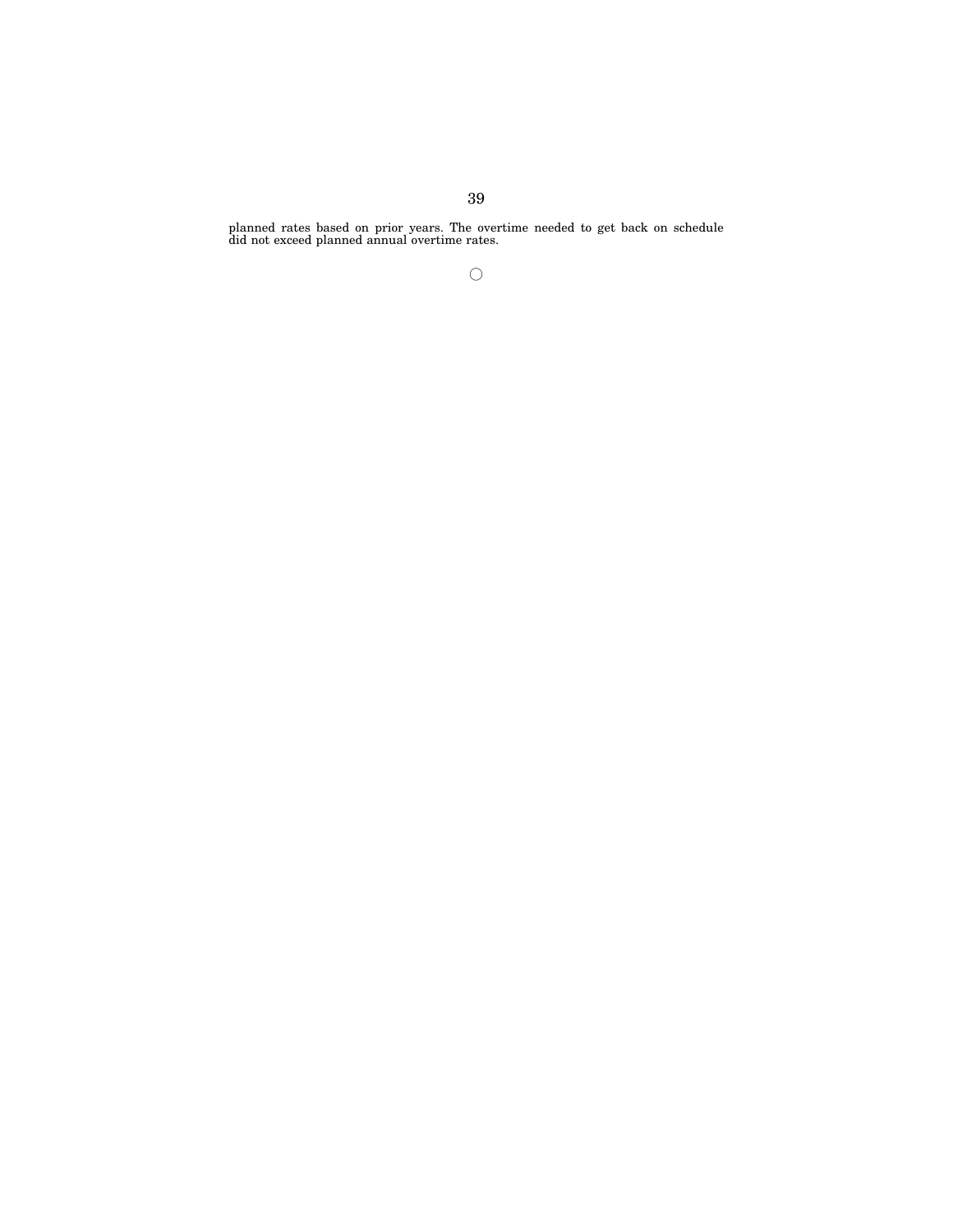planned rates based on prior years. The overtime needed to get back on schedule did not exceed planned annual overtime rates.